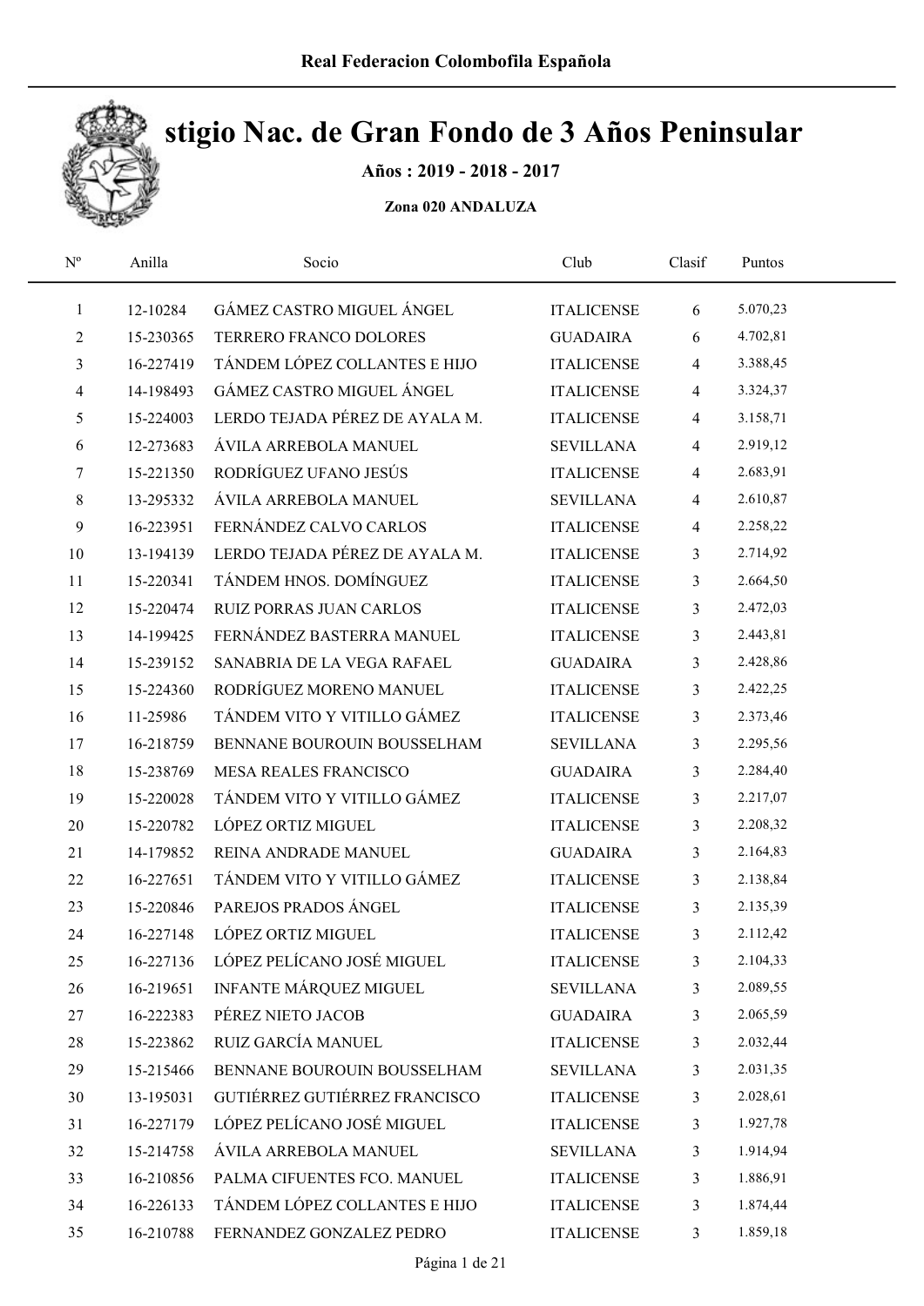Real Federacion Colombofila Española

# stigio Nac. de Gran Fondo de 3 Años Peninsular

**Años : 2019 - 2018 - 2017**

**Zona 020 ANDALUZA**

| Nº | Anilla | Socio | Club | Clasif | Puntos |
|---|---|---|---|---|---|
| 1 | 12-10284 | GÁMEZ CASTRO MIGUEL ÁNGEL | ITALICENSE | 6 | 5.070,23 |
| 2 | 15-230365 | TERRERO FRANCO DOLORES | GUADAIRA | 6 | 4.702,81 |
| 3 | 16-227419 | TÁNDEM LÓPEZ COLLANTES E HIJO | ITALICENSE | 4 | 3.388,45 |
| 4 | 14-198493 | GÁMEZ CASTRO MIGUEL ÁNGEL | ITALICENSE | 4 | 3.324,37 |
| 5 | 15-224003 | LERDO TEJADA PÉREZ DE AYALA M. | ITALICENSE | 4 | 3.158,71 |
| 6 | 12-273683 | ÁVILA ARREBOLA MANUEL | SEVILLANA | 4 | 2.919,12 |
| 7 | 15-221350 | RODRÍGUEZ UFANO JESÚS | ITALICENSE | 4 | 2.683,91 |
| 8 | 13-295332 | ÁVILA ARREBOLA MANUEL | SEVILLANA | 4 | 2.610,87 |
| 9 | 16-223951 | FERNÁNDEZ CALVO CARLOS | ITALICENSE | 4 | 2.258,22 |
| 10 | 13-194139 | LERDO TEJADA PÉREZ DE AYALA M. | ITALICENSE | 3 | 2.714,92 |
| 11 | 15-220341 | TÁNDEM HNOS. DOMÍNGUEZ | ITALICENSE | 3 | 2.664,50 |
| 12 | 15-220474 | RUIZ PORRAS JUAN CARLOS | ITALICENSE | 3 | 2.472,03 |
| 13 | 14-199425 | FERNÁNDEZ BASTERRA MANUEL | ITALICENSE | 3 | 2.443,81 |
| 14 | 15-239152 | SANABRIA DE LA VEGA RAFAEL | GUADAIRA | 3 | 2.428,86 |
| 15 | 15-224360 | RODRÍGUEZ MORENO MANUEL | ITALICENSE | 3 | 2.422,25 |
| 16 | 11-25986 | TÁNDEM VITO Y VITILLO GÁMEZ | ITALICENSE | 3 | 2.373,46 |
| 17 | 16-218759 | BENNANE BOUROUIN BOUSSELHAM | SEVILLANA | 3 | 2.295,56 |
| 18 | 15-238769 | MESA REALES FRANCISCO | GUADAIRA | 3 | 2.284,40 |
| 19 | 15-220028 | TÁNDEM VITO Y VITILLO GÁMEZ | ITALICENSE | 3 | 2.217,07 |
| 20 | 15-220782 | LÓPEZ ORTIZ MIGUEL | ITALICENSE | 3 | 2.208,32 |
| 21 | 14-179852 | REINA ANDRADE MANUEL | GUADAIRA | 3 | 2.164,83 |
| 22 | 16-227651 | TÁNDEM VITO Y VITILLO GÁMEZ | ITALICENSE | 3 | 2.138,84 |
| 23 | 15-220846 | PAREJOS PRADOS ÁNGEL | ITALICENSE | 3 | 2.135,39 |
| 24 | 16-227148 | LÓPEZ ORTIZ MIGUEL | ITALICENSE | 3 | 2.112,42 |
| 25 | 16-227136 | LÓPEZ PELÍCANO JOSÉ MIGUEL | ITALICENSE | 3 | 2.104,33 |
| 26 | 16-219651 | INFANTE MÁRQUEZ MIGUEL | SEVILLANA | 3 | 2.089,55 |
| 27 | 16-222383 | PÉREZ NIETO JACOB | GUADAIRA | 3 | 2.065,59 |
| 28 | 15-223862 | RUIZ GARCÍA MANUEL | ITALICENSE | 3 | 2.032,44 |
| 29 | 15-215466 | BENNANE BOUROUIN BOUSSELHAM | SEVILLANA | 3 | 2.031,35 |
| 30 | 13-195031 | GUTIÉRREZ GUTIÉRREZ FRANCISCO | ITALICENSE | 3 | 2.028,61 |
| 31 | 16-227179 | LÓPEZ PELÍCANO JOSÉ MIGUEL | ITALICENSE | 3 | 1.927,78 |
| 32 | 15-214758 | ÁVILA ARREBOLA MANUEL | SEVILLANA | 3 | 1.914,94 |
| 33 | 16-210856 | PALMA CIFUENTES FCO. MANUEL | ITALICENSE | 3 | 1.886,91 |
| 34 | 16-226133 | TÁNDEM LÓPEZ COLLANTES E HIJO | ITALICENSE | 3 | 1.874,44 |
| 35 | 16-210788 | FERNANDEZ GONZALEZ PEDRO | ITALICENSE | 3 | 1.859,18 |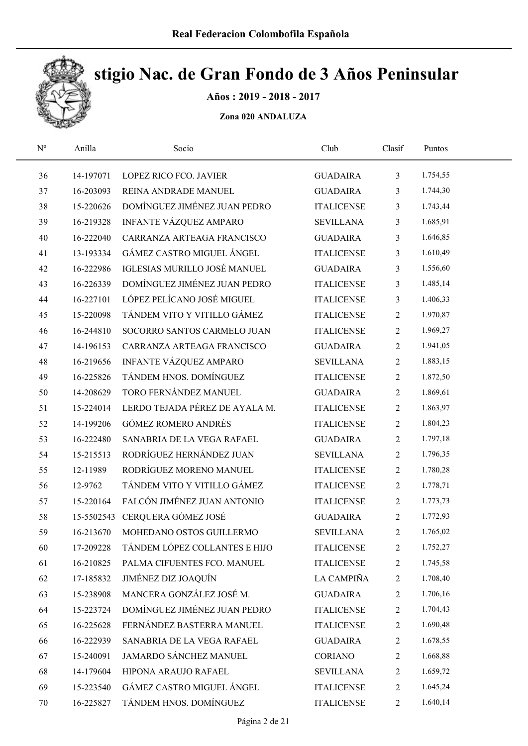# stigio Nac. de Gran Fondo de 3 Años Peninsular

**Años : 2019 - 2018 - 2017**

**Zona 020 ANDALUZA**

| Nº | Anilla | Socio | Club | Clasif | Puntos |
|---|---|---|---|---|---|
| 36 | 14-197071 | LOPEZ RICO FCO. JAVIER | GUADAIRA | 3 | 1.754,55 |
| 37 | 16-203093 | REINA ANDRADE MANUEL | GUADAIRA | 3 | 1.744,30 |
| 38 | 15-220626 | DOMÍNGUEZ JIMÉNEZ JUAN PEDRO | ITALICENSE | 3 | 1.743,44 |
| 39 | 16-219328 | INFANTE VÁZQUEZ AMPARO | SEVILLANA | 3 | 1.685,91 |
| 40 | 16-222040 | CARRANZA ARTEAGA FRANCISCO | GUADAIRA | 3 | 1.646,85 |
| 41 | 13-193334 | GÁMEZ CASTRO MIGUEL ÁNGEL | ITALICENSE | 3 | 1.610,49 |
| 42 | 16-222986 | IGLESIAS MURILLO JOSÉ MANUEL | GUADAIRA | 3 | 1.556,60 |
| 43 | 16-226339 | DOMÍNGUEZ JIMÉNEZ JUAN PEDRO | ITALICENSE | 3 | 1.485,14 |
| 44 | 16-227101 | LÓPEZ PELÍCANO JOSÉ MIGUEL | ITALICENSE | 3 | 1.406,33 |
| 45 | 15-220098 | TÁNDEM VITO Y VITILLO GÁMEZ | ITALICENSE | 2 | 1.970,87 |
| 46 | 16-244810 | SOCORRO SANTOS CARMELO JUAN | ITALICENSE | 2 | 1.969,27 |
| 47 | 14-196153 | CARRANZA ARTEAGA FRANCISCO | GUADAIRA | 2 | 1.941,05 |
| 48 | 16-219656 | INFANTE VÁZQUEZ AMPARO | SEVILLANA | 2 | 1.883,15 |
| 49 | 16-225826 | TÁNDEM HNOS. DOMÍNGUEZ | ITALICENSE | 2 | 1.872,50 |
| 50 | 14-208629 | TORO FERNÁNDEZ MANUEL | GUADAIRA | 2 | 1.869,61 |
| 51 | 15-224014 | LERDO TEJADA PÉREZ DE AYALA M. | ITALICENSE | 2 | 1.863,97 |
| 52 | 14-199206 | GÓMEZ ROMERO ANDRÉS | ITALICENSE | 2 | 1.804,23 |
| 53 | 16-222480 | SANABRIA DE LA VEGA RAFAEL | GUADAIRA | 2 | 1.797,18 |
| 54 | 15-215513 | RODRÍGUEZ HERNÁNDEZ JUAN | SEVILLANA | 2 | 1.796,35 |
| 55 | 12-11989 | RODRÍGUEZ MORENO MANUEL | ITALICENSE | 2 | 1.780,28 |
| 56 | 12-9762 | TÁNDEM VITO Y VITILLO GÁMEZ | ITALICENSE | 2 | 1.778,71 |
| 57 | 15-220164 | FALCÓN JIMÉNEZ JUAN ANTONIO | ITALICENSE | 2 | 1.773,73 |
| 58 | 15-5502543 | CERQUERA GÓMEZ JOSÉ | GUADAIRA | 2 | 1.772,93 |
| 59 | 16-213670 | MOHEDANO OSTOS GUILLERMO | SEVILLANA | 2 | 1.765,02 |
| 60 | 17-209228 | TÁNDEM LÓPEZ COLLANTES E HIJO | ITALICENSE | 2 | 1.752,27 |
| 61 | 16-210825 | PALMA CIFUENTES FCO. MANUEL | ITALICENSE | 2 | 1.745,58 |
| 62 | 17-185832 | JIMÉNEZ DIZ JOAQUÍN | LA CAMPIÑA | 2 | 1.708,40 |
| 63 | 15-238908 | MANCERA GONZÁLEZ JOSÉ M. | GUADAIRA | 2 | 1.706,16 |
| 64 | 15-223724 | DOMÍNGUEZ JIMÉNEZ JUAN PEDRO | ITALICENSE | 2 | 1.704,43 |
| 65 | 16-225628 | FERNÁNDEZ BASTERRA MANUEL | ITALICENSE | 2 | 1.690,48 |
| 66 | 16-222939 | SANABRIA DE LA VEGA RAFAEL | GUADAIRA | 2 | 1.678,55 |
| 67 | 15-240091 | JAMARDO SÁNCHEZ MANUEL | CORIANO | 2 | 1.668,88 |
| 68 | 14-179604 | HIPONA ARAUJO RAFAEL | SEVILLANA | 2 | 1.659,72 |
| 69 | 15-223540 | GÁMEZ CASTRO MIGUEL ÁNGEL | ITALICENSE | 2 | 1.645,24 |
| 70 | 16-225827 | TÁNDEM HNOS. DOMÍNGUEZ | ITALICENSE | 2 | 1.640,14 |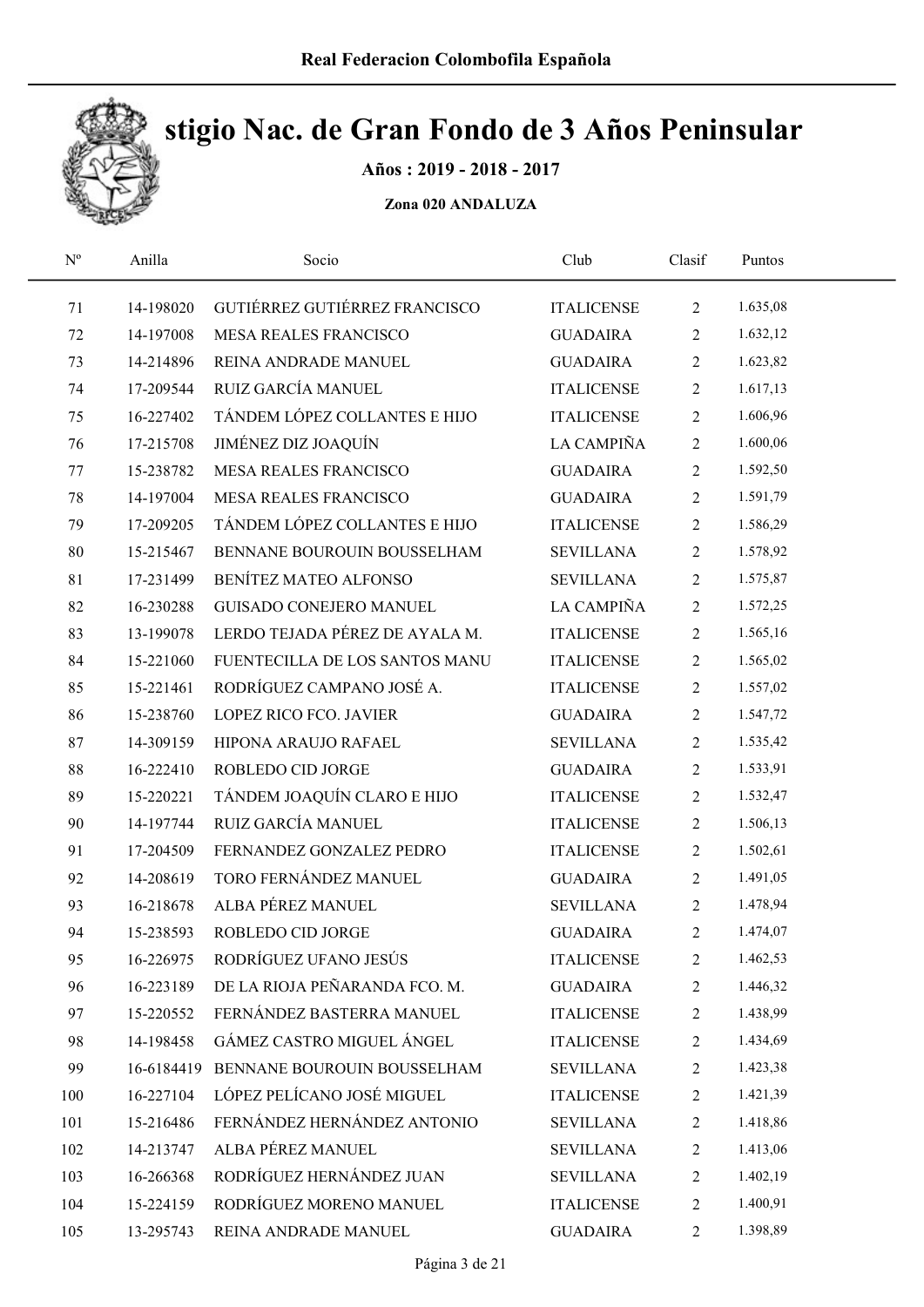# stigio Nac. de Gran Fondo de 3 Años Peninsular

**Años : 2019 - 2018 - 2017**

**Zona 020 ANDALUZA**

| Nº | Anilla | Socio | Club | Clasif | Puntos |
|---|---|---|---|---|---|
| 71 | 14-198020 | GUTIÉRREZ GUTIÉRREZ FRANCISCO | ITALICENSE | 2 | 1.635,08 |
| 72 | 14-197008 | MESA REALES FRANCISCO | GUADAIRA | 2 | 1.632,12 |
| 73 | 14-214896 | REINA ANDRADE MANUEL | GUADAIRA | 2 | 1.623,82 |
| 74 | 17-209544 | RUIZ GARCÍA MANUEL | ITALICENSE | 2 | 1.617,13 |
| 75 | 16-227402 | TÁNDEM LÓPEZ COLLANTES E HIJO | ITALICENSE | 2 | 1.606,96 |
| 76 | 17-215708 | JIMÉNEZ DIZ JOAQUÍN | LA CAMPIÑA | 2 | 1.600,06 |
| 77 | 15-238782 | MESA REALES FRANCISCO | GUADAIRA | 2 | 1.592,50 |
| 78 | 14-197004 | MESA REALES FRANCISCO | GUADAIRA | 2 | 1.591,79 |
| 79 | 17-209205 | TÁNDEM LÓPEZ COLLANTES E HIJO | ITALICENSE | 2 | 1.586,29 |
| 80 | 15-215467 | BENNANE BOUROUIN BOUSSELHAM | SEVILLANA | 2 | 1.578,92 |
| 81 | 17-231499 | BENÍTEZ MATEO ALFONSO | SEVILLANA | 2 | 1.575,87 |
| 82 | 16-230288 | GUISADO CONEJERO MANUEL | LA CAMPIÑA | 2 | 1.572,25 |
| 83 | 13-199078 | LERDO TEJADA PÉREZ DE AYALA M. | ITALICENSE | 2 | 1.565,16 |
| 84 | 15-221060 | FUENTECILLA DE LOS SANTOS MANU | ITALICENSE | 2 | 1.565,02 |
| 85 | 15-221461 | RODRÍGUEZ CAMPANO JOSÉ A. | ITALICENSE | 2 | 1.557,02 |
| 86 | 15-238760 | LOPEZ RICO FCO. JAVIER | GUADAIRA | 2 | 1.547,72 |
| 87 | 14-309159 | HIPONA ARAUJO RAFAEL | SEVILLANA | 2 | 1.535,42 |
| 88 | 16-222410 | ROBLEDO CID JORGE | GUADAIRA | 2 | 1.533,91 |
| 89 | 15-220221 | TÁNDEM JOAQUÍN CLARO E HIJO | ITALICENSE | 2 | 1.532,47 |
| 90 | 14-197744 | RUIZ GARCÍA MANUEL | ITALICENSE | 2 | 1.506,13 |
| 91 | 17-204509 | FERNANDEZ GONZALEZ PEDRO | ITALICENSE | 2 | 1.502,61 |
| 92 | 14-208619 | TORO FERNÁNDEZ MANUEL | GUADAIRA | 2 | 1.491,05 |
| 93 | 16-218678 | ALBA PÉREZ MANUEL | SEVILLANA | 2 | 1.478,94 |
| 94 | 15-238593 | ROBLEDO CID JORGE | GUADAIRA | 2 | 1.474,07 |
| 95 | 16-226975 | RODRÍGUEZ UFANO JESÚS | ITALICENSE | 2 | 1.462,53 |
| 96 | 16-223189 | DE LA RIOJA PEÑARANDA FCO. M. | GUADAIRA | 2 | 1.446,32 |
| 97 | 15-220552 | FERNÁNDEZ BASTERRA MANUEL | ITALICENSE | 2 | 1.438,99 |
| 98 | 14-198458 | GÁMEZ CASTRO MIGUEL ÁNGEL | ITALICENSE | 2 | 1.434,69 |
| 99 | 16-6184419 | BENNANE BOUROUIN BOUSSELHAM | SEVILLANA | 2 | 1.423,38 |
| 100 | 16-227104 | LÓPEZ PELÍCANO JOSÉ MIGUEL | ITALICENSE | 2 | 1.421,39 |
| 101 | 15-216486 | FERNÁNDEZ HERNÁNDEZ ANTONIO | SEVILLANA | 2 | 1.418,86 |
| 102 | 14-213747 | ALBA PÉREZ MANUEL | SEVILLANA | 2 | 1.413,06 |
| 103 | 16-266368 | RODRÍGUEZ HERNÁNDEZ JUAN | SEVILLANA | 2 | 1.402,19 |
| 104 | 15-224159 | RODRÍGUEZ MORENO MANUEL | ITALICENSE | 2 | 1.400,91 |
| 105 | 13-295743 | REINA ANDRADE MANUEL | GUADAIRA | 2 | 1.398,89 |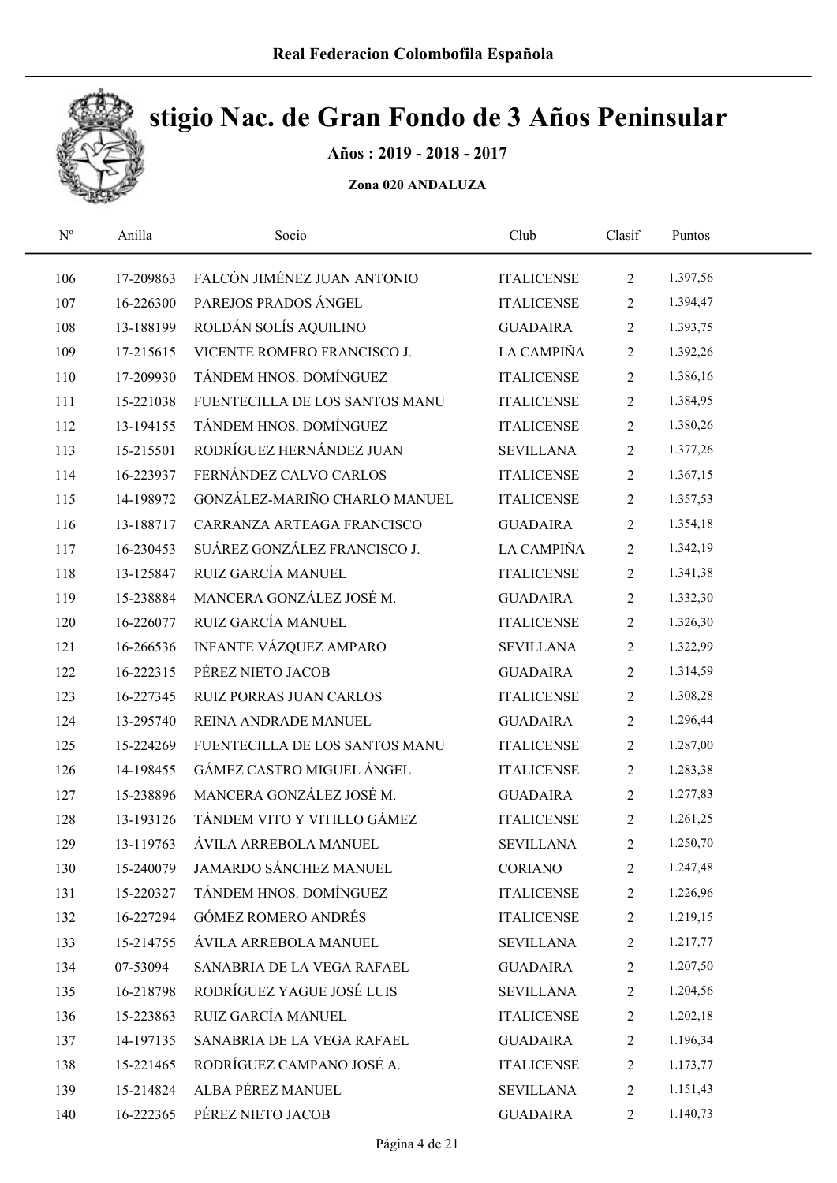Real Federacion Colombofila Española

# stigio Nac. de Gran Fondo de 3 Años Peninsular

**Años : 2019 - 2018 - 2017**

**Zona 020 ANDALUZA**

| Nº | Anilla | Socio | Club | Clasif | Puntos |
|---|---|---|---|---|---|
| 106 | 17-209863 | FALCÓN JIMÉNEZ JUAN ANTONIO | ITALICENSE | 2 | 1.397,56 |
| 107 | 16-226300 | PAREJOS PRADOS ÁNGEL | ITALICENSE | 2 | 1.394,47 |
| 108 | 13-188199 | ROLDÁN SOLÍS AQUILINO | GUADAIRA | 2 | 1.393,75 |
| 109 | 17-215615 | VICENTE ROMERO FRANCISCO J. | LA CAMPIÑA | 2 | 1.392,26 |
| 110 | 17-209930 | TÁNDEM HNOS. DOMÍNGUEZ | ITALICENSE | 2 | 1.386,16 |
| 111 | 15-221038 | FUENTECILLA DE LOS SANTOS MANU | ITALICENSE | 2 | 1.384,95 |
| 112 | 13-194155 | TÁNDEM HNOS. DOMÍNGUEZ | ITALICENSE | 2 | 1.380,26 |
| 113 | 15-215501 | RODRÍGUEZ HERNÁNDEZ JUAN | SEVILLANA | 2 | 1.377,26 |
| 114 | 16-223937 | FERNÁNDEZ CALVO CARLOS | ITALICENSE | 2 | 1.367,15 |
| 115 | 14-198972 | GONZÁLEZ-MARIÑO CHARLO MANUEL | ITALICENSE | 2 | 1.357,53 |
| 116 | 13-188717 | CARRANZA ARTEAGA FRANCISCO | GUADAIRA | 2 | 1.354,18 |
| 117 | 16-230453 | SUÁREZ GONZÁLEZ FRANCISCO J. | LA CAMPIÑA | 2 | 1.342,19 |
| 118 | 13-125847 | RUIZ GARCÍA MANUEL | ITALICENSE | 2 | 1.341,38 |
| 119 | 15-238884 | MANCERA GONZÁLEZ JOSÉ M. | GUADAIRA | 2 | 1.332,30 |
| 120 | 16-226077 | RUIZ GARCÍA MANUEL | ITALICENSE | 2 | 1.326,30 |
| 121 | 16-266536 | INFANTE VÁZQUEZ AMPARO | SEVILLANA | 2 | 1.322,99 |
| 122 | 16-222315 | PÉREZ NIETO JACOB | GUADAIRA | 2 | 1.314,59 |
| 123 | 16-227345 | RUIZ PORRAS JUAN CARLOS | ITALICENSE | 2 | 1.308,28 |
| 124 | 13-295740 | REINA ANDRADE MANUEL | GUADAIRA | 2 | 1.296,44 |
| 125 | 15-224269 | FUENTECILLA DE LOS SANTOS MANU | ITALICENSE | 2 | 1.287,00 |
| 126 | 14-198455 | GÁMEZ CASTRO MIGUEL ÁNGEL | ITALICENSE | 2 | 1.283,38 |
| 127 | 15-238896 | MANCERA GONZÁLEZ JOSÉ M. | GUADAIRA | 2 | 1.277,83 |
| 128 | 13-193126 | TÁNDEM VITO Y VITILLO GÁMEZ | ITALICENSE | 2 | 1.261,25 |
| 129 | 13-119763 | ÁVILA ARREBOLA MANUEL | SEVILLANA | 2 | 1.250,70 |
| 130 | 15-240079 | JAMARDO SÁNCHEZ MANUEL | CORIANO | 2 | 1.247,48 |
| 131 | 15-220327 | TÁNDEM HNOS. DOMÍNGUEZ | ITALICENSE | 2 | 1.226,96 |
| 132 | 16-227294 | GÓMEZ ROMERO ANDRÉS | ITALICENSE | 2 | 1.219,15 |
| 133 | 15-214755 | ÁVILA ARREBOLA MANUEL | SEVILLANA | 2 | 1.217,77 |
| 134 | 07-53094 | SANABRIA DE LA VEGA RAFAEL | GUADAIRA | 2 | 1.207,50 |
| 135 | 16-218798 | RODRÍGUEZ YAGUE JOSÉ LUIS | SEVILLANA | 2 | 1.204,56 |
| 136 | 15-223863 | RUIZ GARCÍA MANUEL | ITALICENSE | 2 | 1.202,18 |
| 137 | 14-197135 | SANABRIA DE LA VEGA RAFAEL | GUADAIRA | 2 | 1.196,34 |
| 138 | 15-221465 | RODRÍGUEZ CAMPANO JOSÉ A. | ITALICENSE | 2 | 1.173,77 |
| 139 | 15-214824 | ALBA PÉREZ MANUEL | SEVILLANA | 2 | 1.151,43 |
| 140 | 16-222365 | PÉREZ NIETO JACOB | GUADAIRA | 2 | 1.140,73 |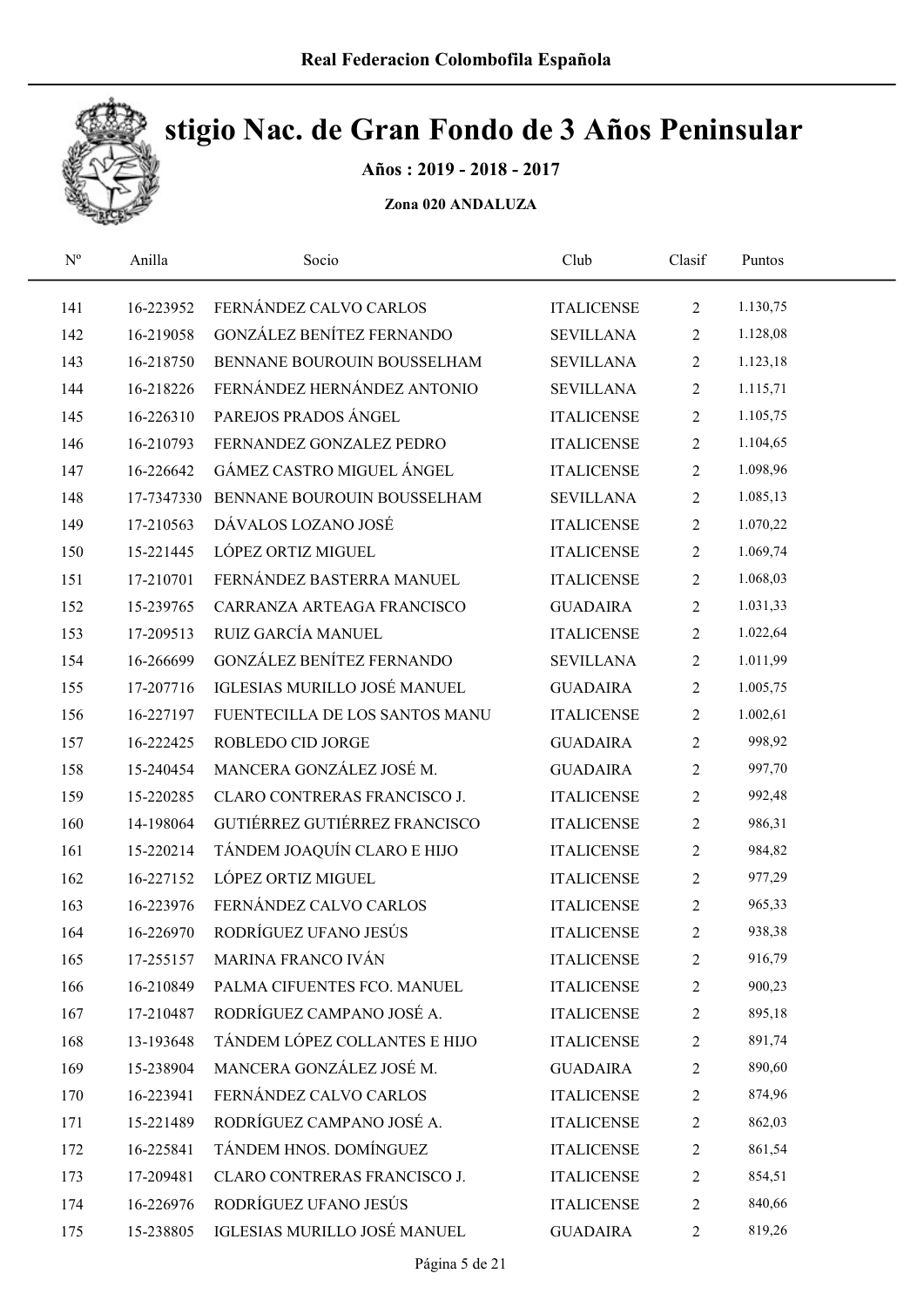# stigio Nac. de Gran Fondo de 3 Años Peninsular

**Años : 2019 - 2018 - 2017**

**Zona 020 ANDALUZA**

| Nº | Anilla | Socio | Club | Clasif | Puntos |
|---|---|---|---|---|---|
| 141 | 16-223952 | FERNÁNDEZ CALVO CARLOS | ITALICENSE | 2 | 1.130,75 |
| 142 | 16-219058 | GONZÁLEZ BENÍTEZ FERNANDO | SEVILLANA | 2 | 1.128,08 |
| 143 | 16-218750 | BENNANE BOUROUIN BOUSSELHAM | SEVILLANA | 2 | 1.123,18 |
| 144 | 16-218226 | FERNÁNDEZ HERNÁNDEZ ANTONIO | SEVILLANA | 2 | 1.115,71 |
| 145 | 16-226310 | PAREJOS PRADOS ÁNGEL | ITALICENSE | 2 | 1.105,75 |
| 146 | 16-210793 | FERNANDEZ GONZALEZ PEDRO | ITALICENSE | 2 | 1.104,65 |
| 147 | 16-226642 | GÁMEZ CASTRO MIGUEL ÁNGEL | ITALICENSE | 2 | 1.098,96 |
| 148 | 17-7347330 | BENNANE BOUROUIN BOUSSELHAM | SEVILLANA | 2 | 1.085,13 |
| 149 | 17-210563 | DÁVALOS LOZANO JOSÉ | ITALICENSE | 2 | 1.070,22 |
| 150 | 15-221445 | LÓPEZ ORTIZ MIGUEL | ITALICENSE | 2 | 1.069,74 |
| 151 | 17-210701 | FERNÁNDEZ BASTERRA MANUEL | ITALICENSE | 2 | 1.068,03 |
| 152 | 15-239765 | CARRANZA ARTEAGA FRANCISCO | GUADAIRA | 2 | 1.031,33 |
| 153 | 17-209513 | RUIZ GARCÍA MANUEL | ITALICENSE | 2 | 1.022,64 |
| 154 | 16-266699 | GONZÁLEZ BENÍTEZ FERNANDO | SEVILLANA | 2 | 1.011,99 |
| 155 | 17-207716 | IGLESIAS MURILLO JOSÉ MANUEL | GUADAIRA | 2 | 1.005,75 |
| 156 | 16-227197 | FUENTECILLA DE LOS SANTOS MANU | ITALICENSE | 2 | 1.002,61 |
| 157 | 16-222425 | ROBLEDO CID JORGE | GUADAIRA | 2 | 998,92 |
| 158 | 15-240454 | MANCERA GONZÁLEZ JOSÉ M. | GUADAIRA | 2 | 997,70 |
| 159 | 15-220285 | CLARO CONTRERAS FRANCISCO J. | ITALICENSE | 2 | 992,48 |
| 160 | 14-198064 | GUTIÉRREZ GUTIÉRREZ FRANCISCO | ITALICENSE | 2 | 986,31 |
| 161 | 15-220214 | TÁNDEM JOAQUÍN CLARO E HIJO | ITALICENSE | 2 | 984,82 |
| 162 | 16-227152 | LÓPEZ ORTIZ MIGUEL | ITALICENSE | 2 | 977,29 |
| 163 | 16-223976 | FERNÁNDEZ CALVO CARLOS | ITALICENSE | 2 | 965,33 |
| 164 | 16-226970 | RODRÍGUEZ UFANO JESÚS | ITALICENSE | 2 | 938,38 |
| 165 | 17-255157 | MARINA FRANCO IVÁN | ITALICENSE | 2 | 916,79 |
| 166 | 16-210849 | PALMA CIFUENTES FCO. MANUEL | ITALICENSE | 2 | 900,23 |
| 167 | 17-210487 | RODRÍGUEZ CAMPANO JOSÉ A. | ITALICENSE | 2 | 895,18 |
| 168 | 13-193648 | TÁNDEM LÓPEZ COLLANTES E HIJO | ITALICENSE | 2 | 891,74 |
| 169 | 15-238904 | MANCERA GONZÁLEZ JOSÉ M. | GUADAIRA | 2 | 890,60 |
| 170 | 16-223941 | FERNÁNDEZ CALVO CARLOS | ITALICENSE | 2 | 874,96 |
| 171 | 15-221489 | RODRÍGUEZ CAMPANO JOSÉ A. | ITALICENSE | 2 | 862,03 |
| 172 | 16-225841 | TÁNDEM HNOS. DOMÍNGUEZ | ITALICENSE | 2 | 861,54 |
| 173 | 17-209481 | CLARO CONTRERAS FRANCISCO J. | ITALICENSE | 2 | 854,51 |
| 174 | 16-226976 | RODRÍGUEZ UFANO JESÚS | ITALICENSE | 2 | 840,66 |
| 175 | 15-238805 | IGLESIAS MURILLO JOSÉ MANUEL | GUADAIRA | 2 | 819,26 |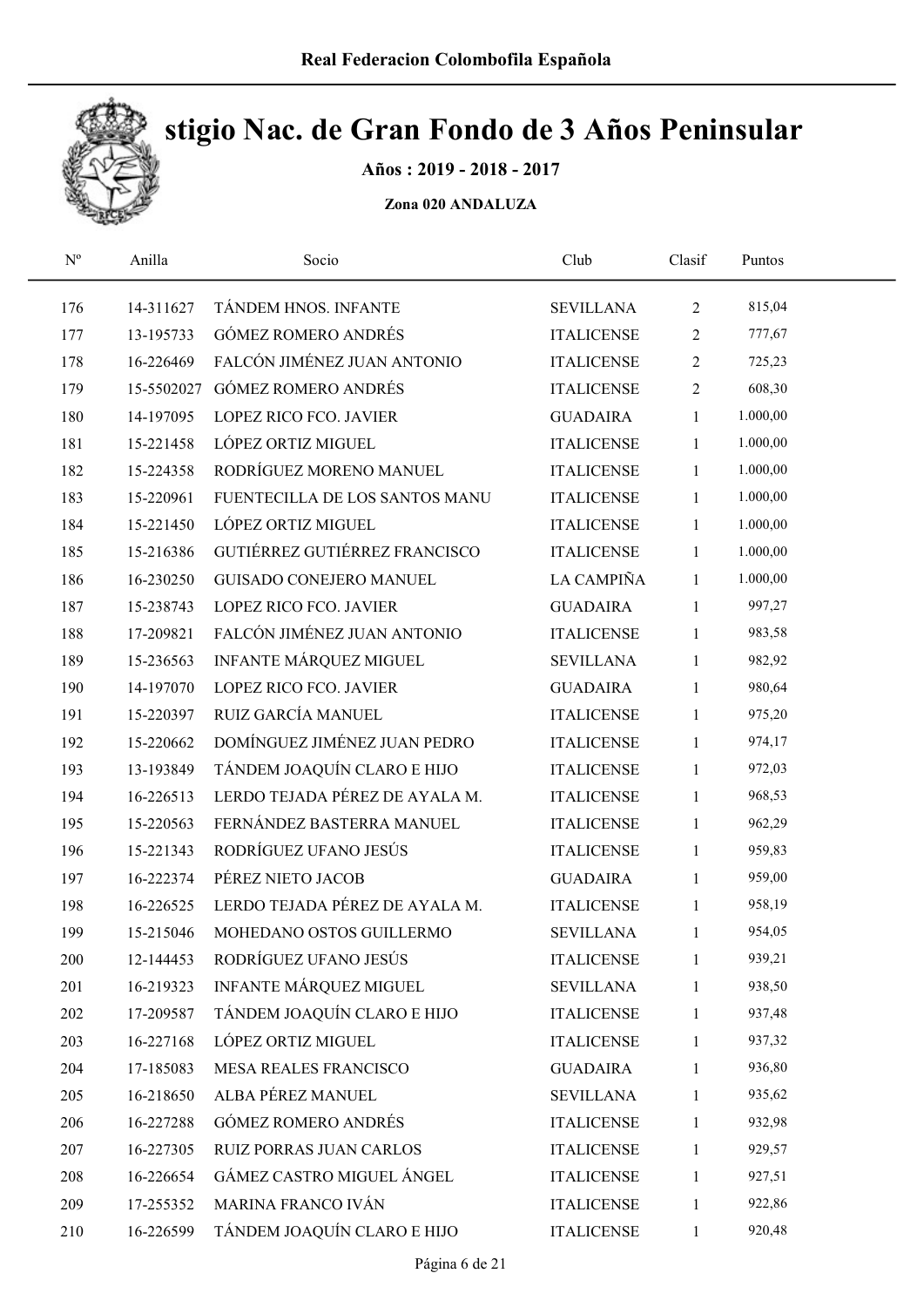Real Federacion Colombofila Española

# stigio Nac. de Gran Fondo de 3 Años Peninsular

**Años : 2019 - 2018 - 2017**

**Zona 020 ANDALUZA**

| Nº | Anilla | Socio | Club | Clasif | Puntos |
|---|---|---|---|---|---|
| 176 | 14-311627 | TÁNDEM HNOS. INFANTE | SEVILLANA | 2 | 815,04 |
| 177 | 13-195733 | GÓMEZ ROMERO ANDRÉS | ITALICENSE | 2 | 777,67 |
| 178 | 16-226469 | FALCÓN JIMÉNEZ JUAN ANTONIO | ITALICENSE | 2 | 725,23 |
| 179 | 15-5502027 | GÓMEZ ROMERO ANDRÉS | ITALICENSE | 2 | 608,30 |
| 180 | 14-197095 | LOPEZ RICO FCO. JAVIER | GUADAIRA | 1 | 1.000,00 |
| 181 | 15-221458 | LÓPEZ ORTIZ MIGUEL | ITALICENSE | 1 | 1.000,00 |
| 182 | 15-224358 | RODRÍGUEZ MORENO MANUEL | ITALICENSE | 1 | 1.000,00 |
| 183 | 15-220961 | FUENTECILLA DE LOS SANTOS MANU | ITALICENSE | 1 | 1.000,00 |
| 184 | 15-221450 | LÓPEZ ORTIZ MIGUEL | ITALICENSE | 1 | 1.000,00 |
| 185 | 15-216386 | GUTIÉRREZ GUTIÉRREZ FRANCISCO | ITALICENSE | 1 | 1.000,00 |
| 186 | 16-230250 | GUISADO CONEJERO MANUEL | LA CAMPIÑA | 1 | 1.000,00 |
| 187 | 15-238743 | LOPEZ RICO FCO. JAVIER | GUADAIRA | 1 | 997,27 |
| 188 | 17-209821 | FALCÓN JIMÉNEZ JUAN ANTONIO | ITALICENSE | 1 | 983,58 |
| 189 | 15-236563 | INFANTE MÁRQUEZ MIGUEL | SEVILLANA | 1 | 982,92 |
| 190 | 14-197070 | LOPEZ RICO FCO. JAVIER | GUADAIRA | 1 | 980,64 |
| 191 | 15-220397 | RUIZ GARCÍA MANUEL | ITALICENSE | 1 | 975,20 |
| 192 | 15-220662 | DOMÍNGUEZ JIMÉNEZ JUAN PEDRO | ITALICENSE | 1 | 974,17 |
| 193 | 13-193849 | TÁNDEM JOAQUÍN CLARO E HIJO | ITALICENSE | 1 | 972,03 |
| 194 | 16-226513 | LERDO TEJADA PÉREZ DE AYALA M. | ITALICENSE | 1 | 968,53 |
| 195 | 15-220563 | FERNÁNDEZ BASTERRA MANUEL | ITALICENSE | 1 | 962,29 |
| 196 | 15-221343 | RODRÍGUEZ UFANO JESÚS | ITALICENSE | 1 | 959,83 |
| 197 | 16-222374 | PÉREZ NIETO JACOB | GUADAIRA | 1 | 959,00 |
| 198 | 16-226525 | LERDO TEJADA PÉREZ DE AYALA M. | ITALICENSE | 1 | 958,19 |
| 199 | 15-215046 | MOHEDANO OSTOS GUILLERMO | SEVILLANA | 1 | 954,05 |
| 200 | 12-144453 | RODRÍGUEZ UFANO JESÚS | ITALICENSE | 1 | 939,21 |
| 201 | 16-219323 | INFANTE MÁRQUEZ MIGUEL | SEVILLANA | 1 | 938,50 |
| 202 | 17-209587 | TÁNDEM JOAQUÍN CLARO E HIJO | ITALICENSE | 1 | 937,48 |
| 203 | 16-227168 | LÓPEZ ORTIZ MIGUEL | ITALICENSE | 1 | 937,32 |
| 204 | 17-185083 | MESA REALES FRANCISCO | GUADAIRA | 1 | 936,80 |
| 205 | 16-218650 | ALBA PÉREZ MANUEL | SEVILLANA | 1 | 935,62 |
| 206 | 16-227288 | GÓMEZ ROMERO ANDRÉS | ITALICENSE | 1 | 932,98 |
| 207 | 16-227305 | RUIZ PORRAS JUAN CARLOS | ITALICENSE | 1 | 929,57 |
| 208 | 16-226654 | GÁMEZ CASTRO MIGUEL ÁNGEL | ITALICENSE | 1 | 927,51 |
| 209 | 17-255352 | MARINA FRANCO IVÁN | ITALICENSE | 1 | 922,86 |
| 210 | 16-226599 | TÁNDEM JOAQUÍN CLARO E HIJO | ITALICENSE | 1 | 920,48 |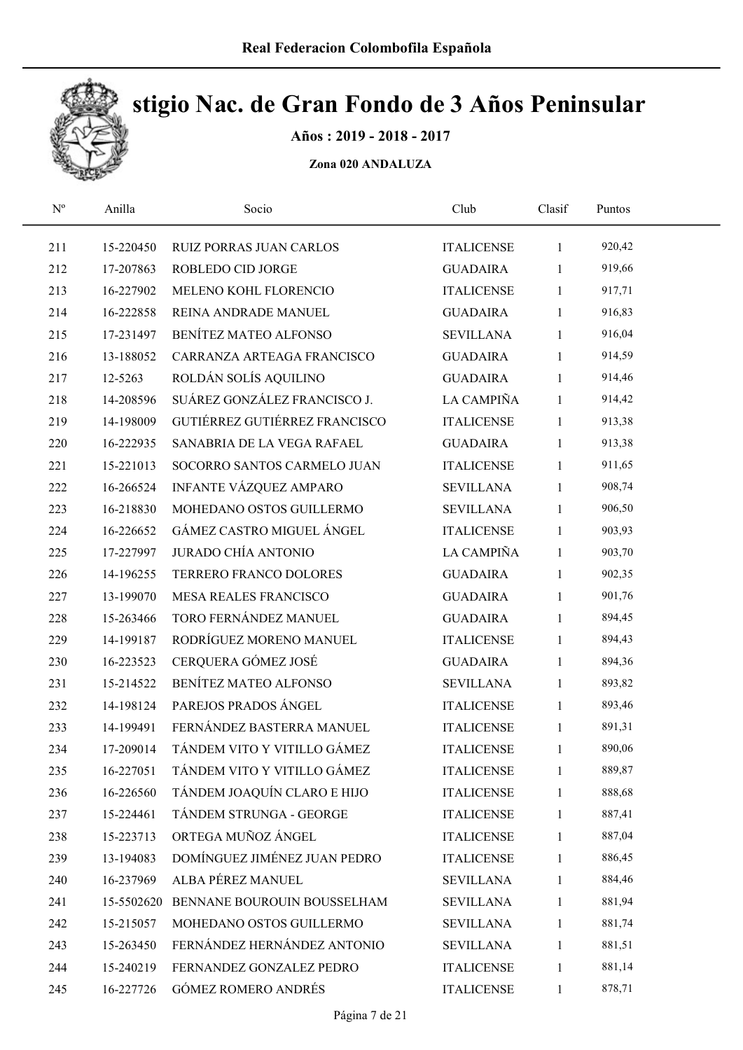Real Federacion Colombofila Española

# stigio Nac. de Gran Fondo de 3 Años Peninsular

**Años : 2019 - 2018 - 2017**

**Zona 020 ANDALUZA**

| Nº | Anilla | Socio | Club | Clasif | Puntos |
|---|---|---|---|---|---|
| 211 | 15-220450 | RUIZ PORRAS JUAN CARLOS | ITALICENSE | 1 | 920,42 |
| 212 | 17-207863 | ROBLEDO CID JORGE | GUADAIRA | 1 | 919,66 |
| 213 | 16-227902 | MELENO KOHL FLORENCIO | ITALICENSE | 1 | 917,71 |
| 214 | 16-222858 | REINA ANDRADE MANUEL | GUADAIRA | 1 | 916,83 |
| 215 | 17-231497 | BENÍTEZ MATEO ALFONSO | SEVILLANA | 1 | 916,04 |
| 216 | 13-188052 | CARRANZA ARTEAGA FRANCISCO | GUADAIRA | 1 | 914,59 |
| 217 | 12-5263 | ROLDÁN SOLÍS AQUILINO | GUADAIRA | 1 | 914,46 |
| 218 | 14-208596 | SUÁREZ GONZÁLEZ FRANCISCO J. | LA CAMPIÑA | 1 | 914,42 |
| 219 | 14-198009 | GUTIÉRREZ GUTIÉRREZ FRANCISCO | ITALICENSE | 1 | 913,38 |
| 220 | 16-222935 | SANABRIA DE LA VEGA RAFAEL | GUADAIRA | 1 | 913,38 |
| 221 | 15-221013 | SOCORRO SANTOS CARMELO JUAN | ITALICENSE | 1 | 911,65 |
| 222 | 16-266524 | INFANTE VÁZQUEZ AMPARO | SEVILLANA | 1 | 908,74 |
| 223 | 16-218830 | MOHEDANO OSTOS GUILLERMO | SEVILLANA | 1 | 906,50 |
| 224 | 16-226652 | GÁMEZ CASTRO MIGUEL ÁNGEL | ITALICENSE | 1 | 903,93 |
| 225 | 17-227997 | JURADO CHÍA ANTONIO | LA CAMPIÑA | 1 | 903,70 |
| 226 | 14-196255 | TERRERO FRANCO DOLORES | GUADAIRA | 1 | 902,35 |
| 227 | 13-199070 | MESA REALES FRANCISCO | GUADAIRA | 1 | 901,76 |
| 228 | 15-263466 | TORO FERNÁNDEZ MANUEL | GUADAIRA | 1 | 894,45 |
| 229 | 14-199187 | RODRÍGUEZ MORENO MANUEL | ITALICENSE | 1 | 894,43 |
| 230 | 16-223523 | CERQUERA GÓMEZ JOSÉ | GUADAIRA | 1 | 894,36 |
| 231 | 15-214522 | BENÍTEZ MATEO ALFONSO | SEVILLANA | 1 | 893,82 |
| 232 | 14-198124 | PAREJOS PRADOS ÁNGEL | ITALICENSE | 1 | 893,46 |
| 233 | 14-199491 | FERNÁNDEZ BASTERRA MANUEL | ITALICENSE | 1 | 891,31 |
| 234 | 17-209014 | TÁNDEM VITO Y VITILLO GÁMEZ | ITALICENSE | 1 | 890,06 |
| 235 | 16-227051 | TÁNDEM VITO Y VITILLO GÁMEZ | ITALICENSE | 1 | 889,87 |
| 236 | 16-226560 | TÁNDEM JOAQUÍN CLARO E HIJO | ITALICENSE | 1 | 888,68 |
| 237 | 15-224461 | TÁNDEM STRUNGA - GEORGE | ITALICENSE | 1 | 887,41 |
| 238 | 15-223713 | ORTEGA MUÑOZ ÁNGEL | ITALICENSE | 1 | 887,04 |
| 239 | 13-194083 | DOMÍNGUEZ JIMÉNEZ JUAN PEDRO | ITALICENSE | 1 | 886,45 |
| 240 | 16-237969 | ALBA PÉREZ MANUEL | SEVILLANA | 1 | 884,46 |
| 241 | 15-5502620 | BENNANE BOUROUIN BOUSSELHAM | SEVILLANA | 1 | 881,94 |
| 242 | 15-215057 | MOHEDANO OSTOS GUILLERMO | SEVILLANA | 1 | 881,74 |
| 243 | 15-263450 | FERNÁNDEZ HERNÁNDEZ ANTONIO | SEVILLANA | 1 | 881,51 |
| 244 | 15-240219 | FERNANDEZ GONZALEZ PEDRO | ITALICENSE | 1 | 881,14 |
| 245 | 16-227726 | GÓMEZ ROMERO ANDRÉS | ITALICENSE | 1 | 878,71 |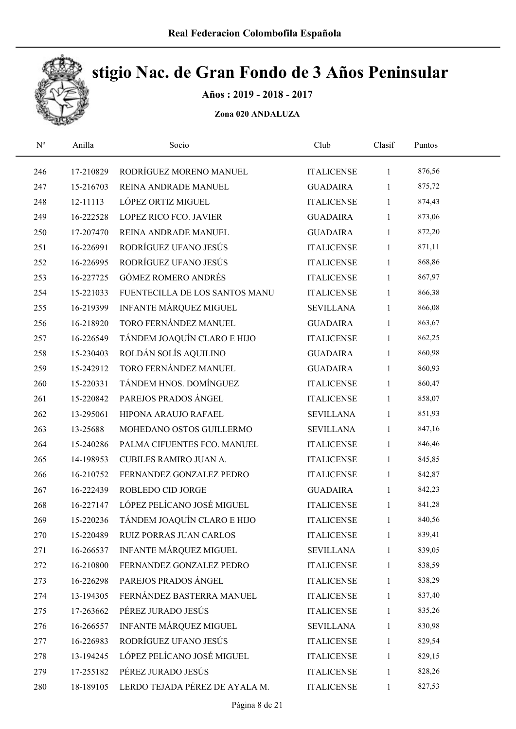Real Federacion Colombofila Española

# stigio Nac. de Gran Fondo de 3 Años Peninsular

**Años : 2019 - 2018 - 2017**

**Zona 020 ANDALUZA**

| Nº | Anilla | Socio | Club | Clasif | Puntos |
|---|---|---|---|---|---|
| 246 | 17-210829 | RODRÍGUEZ MORENO MANUEL | ITALICENSE | 1 | 876,56 |
| 247 | 15-216703 | REINA ANDRADE MANUEL | GUADAIRA | 1 | 875,72 |
| 248 | 12-11113 | LÓPEZ ORTIZ MIGUEL | ITALICENSE | 1 | 874,43 |
| 249 | 16-222528 | LOPEZ RICO FCO. JAVIER | GUADAIRA | 1 | 873,06 |
| 250 | 17-207470 | REINA ANDRADE MANUEL | GUADAIRA | 1 | 872,20 |
| 251 | 16-226991 | RODRÍGUEZ UFANO JESÚS | ITALICENSE | 1 | 871,11 |
| 252 | 16-226995 | RODRÍGUEZ UFANO JESÚS | ITALICENSE | 1 | 868,86 |
| 253 | 16-227725 | GÓMEZ ROMERO ANDRÉS | ITALICENSE | 1 | 867,97 |
| 254 | 15-221033 | FUENTECILLA DE LOS SANTOS MANU | ITALICENSE | 1 | 866,38 |
| 255 | 16-219399 | INFANTE MÁRQUEZ MIGUEL | SEVILLANA | 1 | 866,08 |
| 256 | 16-218920 | TORO FERNÁNDEZ MANUEL | GUADAIRA | 1 | 863,67 |
| 257 | 16-226549 | TÁNDEM JOAQUÍN CLARO E HIJO | ITALICENSE | 1 | 862,25 |
| 258 | 15-230403 | ROLDÁN SOLÍS AQUILINO | GUADAIRA | 1 | 860,98 |
| 259 | 15-242912 | TORO FERNÁNDEZ MANUEL | GUADAIRA | 1 | 860,93 |
| 260 | 15-220331 | TÁNDEM HNOS. DOMÍNGUEZ | ITALICENSE | 1 | 860,47 |
| 261 | 15-220842 | PAREJOS PRADOS ÁNGEL | ITALICENSE | 1 | 858,07 |
| 262 | 13-295061 | HIPONA ARAUJO RAFAEL | SEVILLANA | 1 | 851,93 |
| 263 | 13-25688 | MOHEDANO OSTOS GUILLERMO | SEVILLANA | 1 | 847,16 |
| 264 | 15-240286 | PALMA CIFUENTES FCO. MANUEL | ITALICENSE | 1 | 846,46 |
| 265 | 14-198953 | CUBILES RAMIRO JUAN A. | ITALICENSE | 1 | 845,85 |
| 266 | 16-210752 | FERNANDEZ GONZALEZ PEDRO | ITALICENSE | 1 | 842,87 |
| 267 | 16-222439 | ROBLEDO CID JORGE | GUADAIRA | 1 | 842,23 |
| 268 | 16-227147 | LÓPEZ PELÍCANO JOSÉ MIGUEL | ITALICENSE | 1 | 841,28 |
| 269 | 15-220236 | TÁNDEM JOAQUÍN CLARO E HIJO | ITALICENSE | 1 | 840,56 |
| 270 | 15-220489 | RUIZ PORRAS JUAN CARLOS | ITALICENSE | 1 | 839,41 |
| 271 | 16-266537 | INFANTE MÁRQUEZ MIGUEL | SEVILLANA | 1 | 839,05 |
| 272 | 16-210800 | FERNANDEZ GONZALEZ PEDRO | ITALICENSE | 1 | 838,59 |
| 273 | 16-226298 | PAREJOS PRADOS ÁNGEL | ITALICENSE | 1 | 838,29 |
| 274 | 13-194305 | FERNÁNDEZ BASTERRA MANUEL | ITALICENSE | 1 | 837,40 |
| 275 | 17-263662 | PÉREZ JURADO JESÚS | ITALICENSE | 1 | 835,26 |
| 276 | 16-266557 | INFANTE MÁRQUEZ MIGUEL | SEVILLANA | 1 | 830,98 |
| 277 | 16-226983 | RODRÍGUEZ UFANO JESÚS | ITALICENSE | 1 | 829,54 |
| 278 | 13-194245 | LÓPEZ PELÍCANO JOSÉ MIGUEL | ITALICENSE | 1 | 829,15 |
| 279 | 17-255182 | PÉREZ JURADO JESÚS | ITALICENSE | 1 | 828,26 |
| 280 | 18-189105 | LERDO TEJADA PÉREZ DE AYALA M. | ITALICENSE | 1 | 827,53 |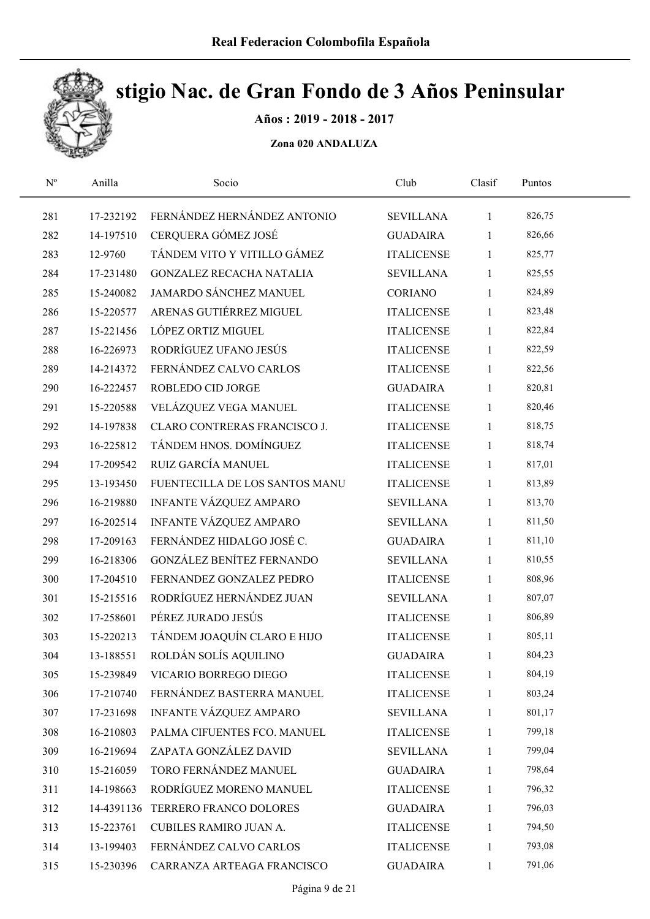# stigio Nac. de Gran Fondo de 3 Años Peninsular

**Años : 2019 - 2018 - 2017**

**Zona 020 ANDALUZA**

| Nº | Anilla | Socio | Club | Clasif | Puntos |
|---|---|---|---|---|---|
| 281 | 17-232192 | FERNÁNDEZ HERNÁNDEZ ANTONIO | SEVILLANA | 1 | 826,75 |
| 282 | 14-197510 | CERQUERA GÓMEZ JOSÉ | GUADAIRA | 1 | 826,66 |
| 283 | 12-9760 | TÁNDEM VITO Y VITILLO GÁMEZ | ITALICENSE | 1 | 825,77 |
| 284 | 17-231480 | GONZALEZ RECACHA NATALIA | SEVILLANA | 1 | 825,55 |
| 285 | 15-240082 | JAMARDO SÁNCHEZ MANUEL | CORIANO | 1 | 824,89 |
| 286 | 15-220577 | ARENAS GUTIÉRREZ MIGUEL | ITALICENSE | 1 | 823,48 |
| 287 | 15-221456 | LÓPEZ ORTIZ MIGUEL | ITALICENSE | 1 | 822,84 |
| 288 | 16-226973 | RODRÍGUEZ UFANO JESÚS | ITALICENSE | 1 | 822,59 |
| 289 | 14-214372 | FERNÁNDEZ CALVO CARLOS | ITALICENSE | 1 | 822,56 |
| 290 | 16-222457 | ROBLEDO CID JORGE | GUADAIRA | 1 | 820,81 |
| 291 | 15-220588 | VELÁZQUEZ VEGA MANUEL | ITALICENSE | 1 | 820,46 |
| 292 | 14-197838 | CLARO CONTRERAS FRANCISCO J. | ITALICENSE | 1 | 818,75 |
| 293 | 16-225812 | TÁNDEM HNOS. DOMÍNGUEZ | ITALICENSE | 1 | 818,74 |
| 294 | 17-209542 | RUIZ GARCÍA MANUEL | ITALICENSE | 1 | 817,01 |
| 295 | 13-193450 | FUENTECILLA DE LOS SANTOS MANU | ITALICENSE | 1 | 813,89 |
| 296 | 16-219880 | INFANTE VÁZQUEZ AMPARO | SEVILLANA | 1 | 813,70 |
| 297 | 16-202514 | INFANTE VÁZQUEZ AMPARO | SEVILLANA | 1 | 811,50 |
| 298 | 17-209163 | FERNÁNDEZ HIDALGO JOSÉ C. | GUADAIRA | 1 | 811,10 |
| 299 | 16-218306 | GONZÁLEZ BENÍTEZ FERNANDO | SEVILLANA | 1 | 810,55 |
| 300 | 17-204510 | FERNANDEZ GONZALEZ PEDRO | ITALICENSE | 1 | 808,96 |
| 301 | 15-215516 | RODRÍGUEZ HERNÁNDEZ JUAN | SEVILLANA | 1 | 807,07 |
| 302 | 17-258601 | PÉREZ JURADO JESÚS | ITALICENSE | 1 | 806,89 |
| 303 | 15-220213 | TÁNDEM JOAQUÍN CLARO E HIJO | ITALICENSE | 1 | 805,11 |
| 304 | 13-188551 | ROLDÁN SOLÍS AQUILINO | GUADAIRA | 1 | 804,23 |
| 305 | 15-239849 | VICARIO BORREGO DIEGO | ITALICENSE | 1 | 804,19 |
| 306 | 17-210740 | FERNÁNDEZ BASTERRA MANUEL | ITALICENSE | 1 | 803,24 |
| 307 | 17-231698 | INFANTE VÁZQUEZ AMPARO | SEVILLANA | 1 | 801,17 |
| 308 | 16-210803 | PALMA CIFUENTES FCO. MANUEL | ITALICENSE | 1 | 799,18 |
| 309 | 16-219694 | ZAPATA GONZÁLEZ DAVID | SEVILLANA | 1 | 799,04 |
| 310 | 15-216059 | TORO FERNÁNDEZ MANUEL | GUADAIRA | 1 | 798,64 |
| 311 | 14-198663 | RODRÍGUEZ MORENO MANUEL | ITALICENSE | 1 | 796,32 |
| 312 | 14-4391136 | TERRERO FRANCO DOLORES | GUADAIRA | 1 | 796,03 |
| 313 | 15-223761 | CUBILES RAMIRO JUAN A. | ITALICENSE | 1 | 794,50 |
| 314 | 13-199403 | FERNÁNDEZ CALVO CARLOS | ITALICENSE | 1 | 793,08 |
| 315 | 15-230396 | CARRANZA ARTEAGA FRANCISCO | GUADAIRA | 1 | 791,06 |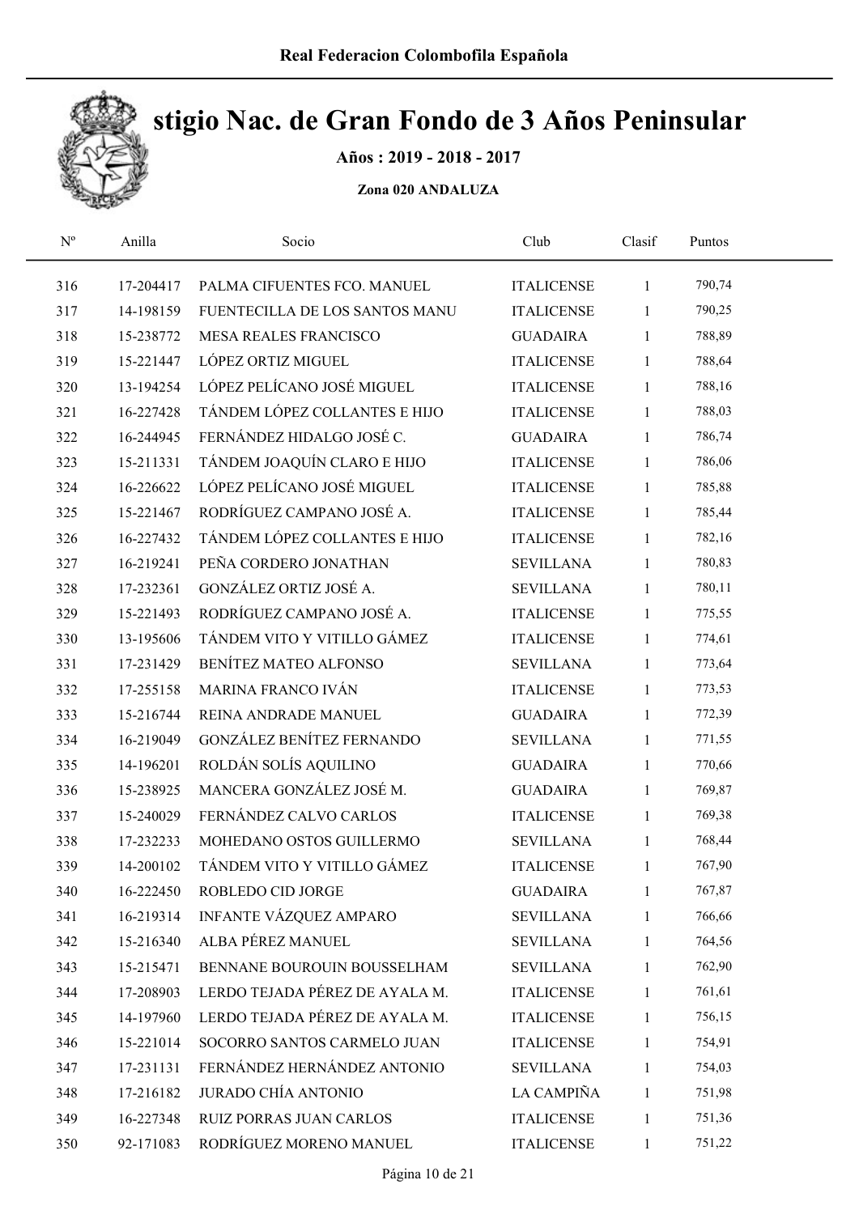Real Federacion Colombofila Española

# stigio Nac. de Gran Fondo de 3 Años Peninsular

**Años : 2019 - 2018 - 2017**

**Zona 020 ANDALUZA**

| Nº | Anilla | Socio | Club | Clasif | Puntos |
|---|---|---|---|---|---|
| 316 | 17-204417 | PALMA CIFUENTES FCO. MANUEL | ITALICENSE | 1 | 790,74 |
| 317 | 14-198159 | FUENTECILLA DE LOS SANTOS MANU | ITALICENSE | 1 | 790,25 |
| 318 | 15-238772 | MESA REALES FRANCISCO | GUADAIRA | 1 | 788,89 |
| 319 | 15-221447 | LÓPEZ ORTIZ MIGUEL | ITALICENSE | 1 | 788,64 |
| 320 | 13-194254 | LÓPEZ PELÍCANO JOSÉ MIGUEL | ITALICENSE | 1 | 788,16 |
| 321 | 16-227428 | TÁNDEM LÓPEZ COLLANTES E HIJO | ITALICENSE | 1 | 788,03 |
| 322 | 16-244945 | FERNÁNDEZ HIDALGO JOSÉ C. | GUADAIRA | 1 | 786,74 |
| 323 | 15-211331 | TÁNDEM JOAQUÍN CLARO E HIJO | ITALICENSE | 1 | 786,06 |
| 324 | 16-226622 | LÓPEZ PELÍCANO JOSÉ MIGUEL | ITALICENSE | 1 | 785,88 |
| 325 | 15-221467 | RODRÍGUEZ CAMPANO JOSÉ A. | ITALICENSE | 1 | 785,44 |
| 326 | 16-227432 | TÁNDEM LÓPEZ COLLANTES E HIJO | ITALICENSE | 1 | 782,16 |
| 327 | 16-219241 | PEÑA CORDERO JONATHAN | SEVILLANA | 1 | 780,83 |
| 328 | 17-232361 | GONZÁLEZ ORTIZ JOSÉ A. | SEVILLANA | 1 | 780,11 |
| 329 | 15-221493 | RODRÍGUEZ CAMPANO JOSÉ A. | ITALICENSE | 1 | 775,55 |
| 330 | 13-195606 | TÁNDEM VITO Y VITILLO GÁMEZ | ITALICENSE | 1 | 774,61 |
| 331 | 17-231429 | BENÍTEZ MATEO ALFONSO | SEVILLANA | 1 | 773,64 |
| 332 | 17-255158 | MARINA FRANCO IVÁN | ITALICENSE | 1 | 773,53 |
| 333 | 15-216744 | REINA ANDRADE MANUEL | GUADAIRA | 1 | 772,39 |
| 334 | 16-219049 | GONZÁLEZ BENÍTEZ FERNANDO | SEVILLANA | 1 | 771,55 |
| 335 | 14-196201 | ROLDÁN SOLÍS AQUILINO | GUADAIRA | 1 | 770,66 |
| 336 | 15-238925 | MANCERA GONZÁLEZ JOSÉ M. | GUADAIRA | 1 | 769,87 |
| 337 | 15-240029 | FERNÁNDEZ CALVO CARLOS | ITALICENSE | 1 | 769,38 |
| 338 | 17-232233 | MOHEDANO OSTOS GUILLERMO | SEVILLANA | 1 | 768,44 |
| 339 | 14-200102 | TÁNDEM VITO Y VITILLO GÁMEZ | ITALICENSE | 1 | 767,90 |
| 340 | 16-222450 | ROBLEDO CID JORGE | GUADAIRA | 1 | 767,87 |
| 341 | 16-219314 | INFANTE VÁZQUEZ AMPARO | SEVILLANA | 1 | 766,66 |
| 342 | 15-216340 | ALBA PÉREZ MANUEL | SEVILLANA | 1 | 764,56 |
| 343 | 15-215471 | BENNANE BOUROUIN BOUSSELHAM | SEVILLANA | 1 | 762,90 |
| 344 | 17-208903 | LERDO TEJADA PÉREZ DE AYALA M. | ITALICENSE | 1 | 761,61 |
| 345 | 14-197960 | LERDO TEJADA PÉREZ DE AYALA M. | ITALICENSE | 1 | 756,15 |
| 346 | 15-221014 | SOCORRO SANTOS CARMELO JUAN | ITALICENSE | 1 | 754,91 |
| 347 | 17-231131 | FERNÁNDEZ HERNÁNDEZ ANTONIO | SEVILLANA | 1 | 754,03 |
| 348 | 17-216182 | JURADO CHÍA ANTONIO | LA CAMPIÑA | 1 | 751,98 |
| 349 | 16-227348 | RUIZ PORRAS JUAN CARLOS | ITALICENSE | 1 | 751,36 |
| 350 | 92-171083 | RODRÍGUEZ MORENO MANUEL | ITALICENSE | 1 | 751,22 |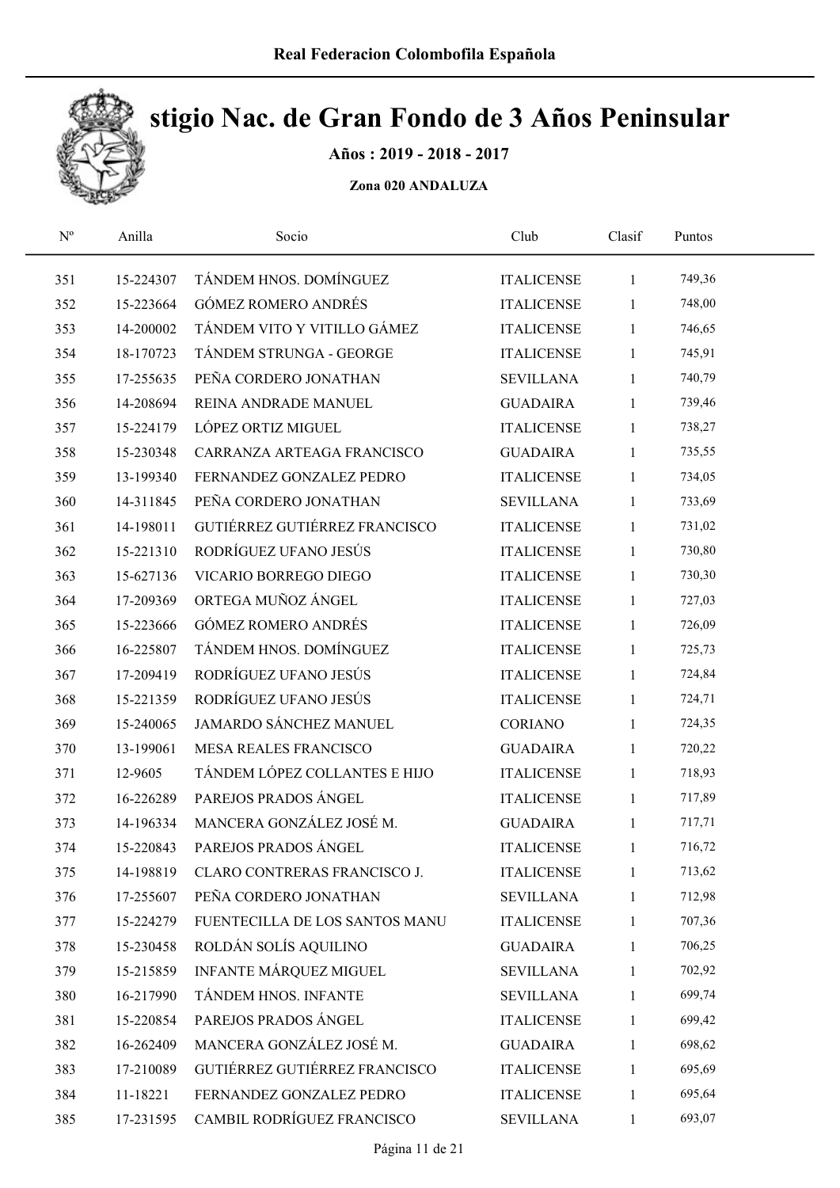## Real Federacion Colombofila Española

# stigio Nac. de Gran Fondo de 3 Años Peninsular

**Años : 2019 - 2018 - 2017**

**Zona 020 ANDALUZA**

| Nº | Anilla | Socio | Club | Clasif | Puntos |
|---|---|---|---|---|---|
| 351 | 15-224307 | TÁNDEM HNOS. DOMÍNGUEZ | ITALICENSE | 1 | 749,36 |
| 352 | 15-223664 | GÓMEZ ROMERO ANDRÉS | ITALICENSE | 1 | 748,00 |
| 353 | 14-200002 | TÁNDEM VITO Y VITILLO GÁMEZ | ITALICENSE | 1 | 746,65 |
| 354 | 18-170723 | TÁNDEM STRUNGA - GEORGE | ITALICENSE | 1 | 745,91 |
| 355 | 17-255635 | PEÑA CORDERO JONATHAN | SEVILLANA | 1 | 740,79 |
| 356 | 14-208694 | REINA ANDRADE MANUEL | GUADAIRA | 1 | 739,46 |
| 357 | 15-224179 | LÓPEZ ORTIZ MIGUEL | ITALICENSE | 1 | 738,27 |
| 358 | 15-230348 | CARRANZA ARTEAGA FRANCISCO | GUADAIRA | 1 | 735,55 |
| 359 | 13-199340 | FERNANDEZ GONZALEZ PEDRO | ITALICENSE | 1 | 734,05 |
| 360 | 14-311845 | PEÑA CORDERO JONATHAN | SEVILLANA | 1 | 733,69 |
| 361 | 14-198011 | GUTIÉRREZ GUTIÉRREZ FRANCISCO | ITALICENSE | 1 | 731,02 |
| 362 | 15-221310 | RODRÍGUEZ UFANO JESÚS | ITALICENSE | 1 | 730,80 |
| 363 | 15-627136 | VICARIO BORREGO DIEGO | ITALICENSE | 1 | 730,30 |
| 364 | 17-209369 | ORTEGA MUÑOZ ÁNGEL | ITALICENSE | 1 | 727,03 |
| 365 | 15-223666 | GÓMEZ ROMERO ANDRÉS | ITALICENSE | 1 | 726,09 |
| 366 | 16-225807 | TÁNDEM HNOS. DOMÍNGUEZ | ITALICENSE | 1 | 725,73 |
| 367 | 17-209419 | RODRÍGUEZ UFANO JESÚS | ITALICENSE | 1 | 724,84 |
| 368 | 15-221359 | RODRÍGUEZ UFANO JESÚS | ITALICENSE | 1 | 724,71 |
| 369 | 15-240065 | JAMARDO SÁNCHEZ MANUEL | CORIANO | 1 | 724,35 |
| 370 | 13-199061 | MESA REALES FRANCISCO | GUADAIRA | 1 | 720,22 |
| 371 | 12-9605 | TÁNDEM LÓPEZ COLLANTES E HIJO | ITALICENSE | 1 | 718,93 |
| 372 | 16-226289 | PAREJOS PRADOS ÁNGEL | ITALICENSE | 1 | 717,89 |
| 373 | 14-196334 | MANCERA GONZÁLEZ JOSÉ M. | GUADAIRA | 1 | 717,71 |
| 374 | 15-220843 | PAREJOS PRADOS ÁNGEL | ITALICENSE | 1 | 716,72 |
| 375 | 14-198819 | CLARO CONTRERAS FRANCISCO J. | ITALICENSE | 1 | 713,62 |
| 376 | 17-255607 | PEÑA CORDERO JONATHAN | SEVILLANA | 1 | 712,98 |
| 377 | 15-224279 | FUENTECILLA DE LOS SANTOS MANU | ITALICENSE | 1 | 707,36 |
| 378 | 15-230458 | ROLDÁN SOLÍS AQUILINO | GUADAIRA | 1 | 706,25 |
| 379 | 15-215859 | INFANTE MÁRQUEZ MIGUEL | SEVILLANA | 1 | 702,92 |
| 380 | 16-217990 | TÁNDEM HNOS. INFANTE | SEVILLANA | 1 | 699,74 |
| 381 | 15-220854 | PAREJOS PRADOS ÁNGEL | ITALICENSE | 1 | 699,42 |
| 382 | 16-262409 | MANCERA GONZÁLEZ JOSÉ M. | GUADAIRA | 1 | 698,62 |
| 383 | 17-210089 | GUTIÉRREZ GUTIÉRREZ FRANCISCO | ITALICENSE | 1 | 695,69 |
| 384 | 11-18221 | FERNANDEZ GONZALEZ PEDRO | ITALICENSE | 1 | 695,64 |
| 385 | 17-231595 | CAMBIL RODRÍGUEZ FRANCISCO | SEVILLANA | 1 | 693,07 |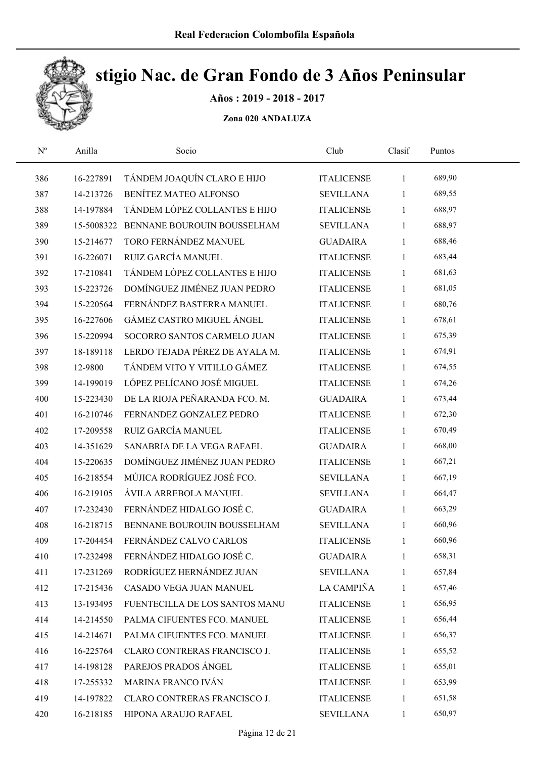# stigio Nac. de Gran Fondo de 3 Años Peninsular

**Años : 2019 - 2018 - 2017**

**Zona 020 ANDALUZA**

| Nº | Anilla | Socio | Club | Clasif | Puntos |
|---|---|---|---|---|---|
| 386 | 16-227891 | TÁNDEM JOAQUÍN CLARO E HIJO | ITALICENSE | 1 | 689,90 |
| 387 | 14-213726 | BENÍTEZ MATEO ALFONSO | SEVILLANA | 1 | 689,55 |
| 388 | 14-197884 | TÁNDEM LÓPEZ COLLANTES E HIJO | ITALICENSE | 1 | 688,97 |
| 389 | 15-5008322 | BENNANE BOUROUIN BOUSSELHAM | SEVILLANA | 1 | 688,97 |
| 390 | 15-214677 | TORO FERNÁNDEZ MANUEL | GUADAIRA | 1 | 688,46 |
| 391 | 16-226071 | RUIZ GARCÍA MANUEL | ITALICENSE | 1 | 683,44 |
| 392 | 17-210841 | TÁNDEM LÓPEZ COLLANTES E HIJO | ITALICENSE | 1 | 681,63 |
| 393 | 15-223726 | DOMÍNGUEZ JIMÉNEZ JUAN PEDRO | ITALICENSE | 1 | 681,05 |
| 394 | 15-220564 | FERNÁNDEZ BASTERRA MANUEL | ITALICENSE | 1 | 680,76 |
| 395 | 16-227606 | GÁMEZ CASTRO MIGUEL ÁNGEL | ITALICENSE | 1 | 678,61 |
| 396 | 15-220994 | SOCORRO SANTOS CARMELO JUAN | ITALICENSE | 1 | 675,39 |
| 397 | 18-189118 | LERDO TEJADA PÉREZ DE AYALA M. | ITALICENSE | 1 | 674,91 |
| 398 | 12-9800 | TÁNDEM VITO Y VITILLO GÁMEZ | ITALICENSE | 1 | 674,55 |
| 399 | 14-199019 | LÓPEZ PELÍCANO JOSÉ MIGUEL | ITALICENSE | 1 | 674,26 |
| 400 | 15-223430 | DE LA RIOJA PEÑARANDA FCO. M. | GUADAIRA | 1 | 673,44 |
| 401 | 16-210746 | FERNANDEZ GONZALEZ PEDRO | ITALICENSE | 1 | 672,30 |
| 402 | 17-209558 | RUIZ GARCÍA MANUEL | ITALICENSE | 1 | 670,49 |
| 403 | 14-351629 | SANABRIA DE LA VEGA RAFAEL | GUADAIRA | 1 | 668,00 |
| 404 | 15-220635 | DOMÍNGUEZ JIMÉNEZ JUAN PEDRO | ITALICENSE | 1 | 667,21 |
| 405 | 16-218554 | MÚJICA RODRÍGUEZ JOSÉ FCO. | SEVILLANA | 1 | 667,19 |
| 406 | 16-219105 | ÁVILA ARREBOLA MANUEL | SEVILLANA | 1 | 664,47 |
| 407 | 17-232430 | FERNÁNDEZ HIDALGO JOSÉ C. | GUADAIRA | 1 | 663,29 |
| 408 | 16-218715 | BENNANE BOUROUIN BOUSSELHAM | SEVILLANA | 1 | 660,96 |
| 409 | 17-204454 | FERNÁNDEZ CALVO CARLOS | ITALICENSE | 1 | 660,96 |
| 410 | 17-232498 | FERNÁNDEZ HIDALGO JOSÉ C. | GUADAIRA | 1 | 658,31 |
| 411 | 17-231269 | RODRÍGUEZ HERNÁNDEZ JUAN | SEVILLANA | 1 | 657,84 |
| 412 | 17-215436 | CASADO VEGA JUAN MANUEL | LA CAMPIÑA | 1 | 657,46 |
| 413 | 13-193495 | FUENTECILLA DE LOS SANTOS MANU | ITALICENSE | 1 | 656,95 |
| 414 | 14-214550 | PALMA CIFUENTES FCO. MANUEL | ITALICENSE | 1 | 656,44 |
| 415 | 14-214671 | PALMA CIFUENTES FCO. MANUEL | ITALICENSE | 1 | 656,37 |
| 416 | 16-225764 | CLARO CONTRERAS FRANCISCO J. | ITALICENSE | 1 | 655,52 |
| 417 | 14-198128 | PAREJOS PRADOS ÁNGEL | ITALICENSE | 1 | 655,01 |
| 418 | 17-255332 | MARINA FRANCO IVÁN | ITALICENSE | 1 | 653,99 |
| 419 | 14-197822 | CLARO CONTRERAS FRANCISCO J. | ITALICENSE | 1 | 651,58 |
| 420 | 16-218185 | HIPONA ARAUJO RAFAEL | SEVILLANA | 1 | 650,97 |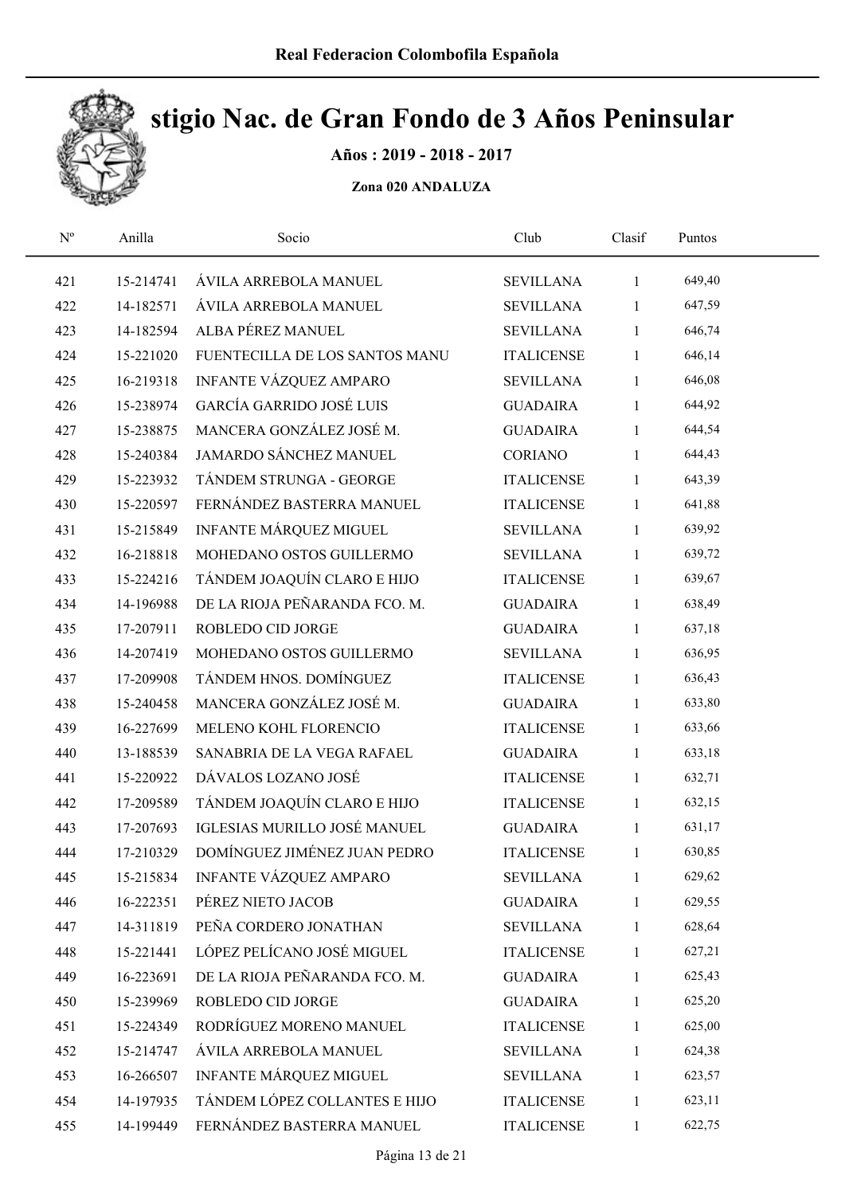Real Federacion Colombofila Española

# stigio Nac. de Gran Fondo de 3 Años Peninsular

**Años : 2019 - 2018 - 2017**

**Zona 020 ANDALUZA**

| Nº | Anilla | Socio | Club | Clasif | Puntos |
|---|---|---|---|---|---|
| 421 | 15-214741 | ÁVILA ARREBOLA MANUEL | SEVILLANA | 1 | 649,40 |
| 422 | 14-182571 | ÁVILA ARREBOLA MANUEL | SEVILLANA | 1 | 647,59 |
| 423 | 14-182594 | ALBA PÉREZ MANUEL | SEVILLANA | 1 | 646,74 |
| 424 | 15-221020 | FUENTECILLA DE LOS SANTOS MANU | ITALICENSE | 1 | 646,14 |
| 425 | 16-219318 | INFANTE VÁZQUEZ AMPARO | SEVILLANA | 1 | 646,08 |
| 426 | 15-238974 | GARCÍA GARRIDO JOSÉ LUIS | GUADAIRA | 1 | 644,92 |
| 427 | 15-238875 | MANCERA GONZÁLEZ JOSÉ M. | GUADAIRA | 1 | 644,54 |
| 428 | 15-240384 | JAMARDO SÁNCHEZ MANUEL | CORIANO | 1 | 644,43 |
| 429 | 15-223932 | TÁNDEM STRUNGA - GEORGE | ITALICENSE | 1 | 643,39 |
| 430 | 15-220597 | FERNÁNDEZ BASTERRA MANUEL | ITALICENSE | 1 | 641,88 |
| 431 | 15-215849 | INFANTE MÁRQUEZ MIGUEL | SEVILLANA | 1 | 639,92 |
| 432 | 16-218818 | MOHEDANO OSTOS GUILLERMO | SEVILLANA | 1 | 639,72 |
| 433 | 15-224216 | TÁNDEM JOAQUÍN CLARO E HIJO | ITALICENSE | 1 | 639,67 |
| 434 | 14-196988 | DE LA RIOJA PEÑARANDA FCO. M. | GUADAIRA | 1 | 638,49 |
| 435 | 17-207911 | ROBLEDO CID JORGE | GUADAIRA | 1 | 637,18 |
| 436 | 14-207419 | MOHEDANO OSTOS GUILLERMO | SEVILLANA | 1 | 636,95 |
| 437 | 17-209908 | TÁNDEM HNOS. DOMÍNGUEZ | ITALICENSE | 1 | 636,43 |
| 438 | 15-240458 | MANCERA GONZÁLEZ JOSÉ M. | GUADAIRA | 1 | 633,80 |
| 439 | 16-227699 | MELENO KOHL FLORENCIO | ITALICENSE | 1 | 633,66 |
| 440 | 13-188539 | SANABRIA DE LA VEGA RAFAEL | GUADAIRA | 1 | 633,18 |
| 441 | 15-220922 | DÁVALOS LOZANO JOSÉ | ITALICENSE | 1 | 632,71 |
| 442 | 17-209589 | TÁNDEM JOAQUÍN CLARO E HIJO | ITALICENSE | 1 | 632,15 |
| 443 | 17-207693 | IGLESIAS MURILLO JOSÉ MANUEL | GUADAIRA | 1 | 631,17 |
| 444 | 17-210329 | DOMÍNGUEZ JIMÉNEZ JUAN PEDRO | ITALICENSE | 1 | 630,85 |
| 445 | 15-215834 | INFANTE VÁZQUEZ AMPARO | SEVILLANA | 1 | 629,62 |
| 446 | 16-222351 | PÉREZ NIETO JACOB | GUADAIRA | 1 | 629,55 |
| 447 | 14-311819 | PEÑA CORDERO JONATHAN | SEVILLANA | 1 | 628,64 |
| 448 | 15-221441 | LÓPEZ PELÍCANO JOSÉ MIGUEL | ITALICENSE | 1 | 627,21 |
| 449 | 16-223691 | DE LA RIOJA PEÑARANDA FCO. M. | GUADAIRA | 1 | 625,43 |
| 450 | 15-239969 | ROBLEDO CID JORGE | GUADAIRA | 1 | 625,20 |
| 451 | 15-224349 | RODRÍGUEZ MORENO MANUEL | ITALICENSE | 1 | 625,00 |
| 452 | 15-214747 | ÁVILA ARREBOLA MANUEL | SEVILLANA | 1 | 624,38 |
| 453 | 16-266507 | INFANTE MÁRQUEZ MIGUEL | SEVILLANA | 1 | 623,57 |
| 454 | 14-197935 | TÁNDEM LÓPEZ COLLANTES E HIJO | ITALICENSE | 1 | 623,11 |
| 455 | 14-199449 | FERNÁNDEZ BASTERRA MANUEL | ITALICENSE | 1 | 622,75 |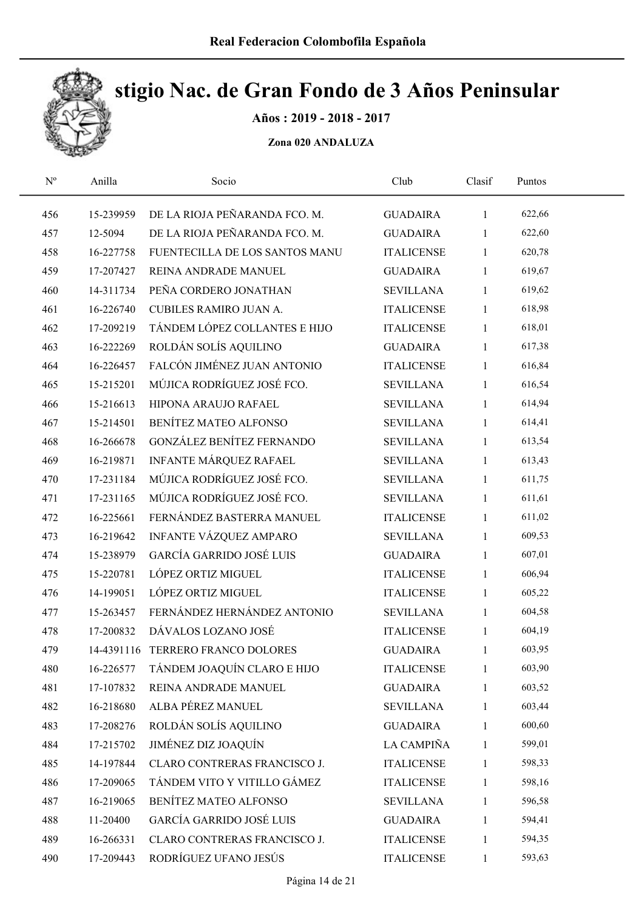# stigio Nac. de Gran Fondo de 3 Años Peninsular

**Años : 2019 - 2018 - 2017**

**Zona 020 ANDALUZA**

| Nº | Anilla | Socio | Club | Clasif | Puntos |
|---|---|---|---|---|---|
| 456 | 15-239959 | DE LA RIOJA PEÑARANDA FCO. M. | GUADAIRA | 1 | 622,66 |
| 457 | 12-5094 | DE LA RIOJA PEÑARANDA FCO. M. | GUADAIRA | 1 | 622,60 |
| 458 | 16-227758 | FUENTECILLA DE LOS SANTOS MANU | ITALICENSE | 1 | 620,78 |
| 459 | 17-207427 | REINA ANDRADE MANUEL | GUADAIRA | 1 | 619,67 |
| 460 | 14-311734 | PEÑA CORDERO JONATHAN | SEVILLANA | 1 | 619,62 |
| 461 | 16-226740 | CUBILES RAMIRO JUAN A. | ITALICENSE | 1 | 618,98 |
| 462 | 17-209219 | TÁNDEM LÓPEZ COLLANTES E HIJO | ITALICENSE | 1 | 618,01 |
| 463 | 16-222269 | ROLDÁN SOLÍS AQUILINO | GUADAIRA | 1 | 617,38 |
| 464 | 16-226457 | FALCÓN JIMÉNEZ JUAN ANTONIO | ITALICENSE | 1 | 616,84 |
| 465 | 15-215201 | MÚJICA RODRÍGUEZ JOSÉ FCO. | SEVILLANA | 1 | 616,54 |
| 466 | 15-216613 | HIPONA ARAUJO RAFAEL | SEVILLANA | 1 | 614,94 |
| 467 | 15-214501 | BENÍTEZ MATEO ALFONSO | SEVILLANA | 1 | 614,41 |
| 468 | 16-266678 | GONZÁLEZ BENÍTEZ FERNANDO | SEVILLANA | 1 | 613,54 |
| 469 | 16-219871 | INFANTE MÁRQUEZ RAFAEL | SEVILLANA | 1 | 613,43 |
| 470 | 17-231184 | MÚJICA RODRÍGUEZ JOSÉ FCO. | SEVILLANA | 1 | 611,75 |
| 471 | 17-231165 | MÚJICA RODRÍGUEZ JOSÉ FCO. | SEVILLANA | 1 | 611,61 |
| 472 | 16-225661 | FERNÁNDEZ BASTERRA MANUEL | ITALICENSE | 1 | 611,02 |
| 473 | 16-219642 | INFANTE VÁZQUEZ AMPARO | SEVILLANA | 1 | 609,53 |
| 474 | 15-238979 | GARCÍA GARRIDO JOSÉ LUIS | GUADAIRA | 1 | 607,01 |
| 475 | 15-220781 | LÓPEZ ORTIZ MIGUEL | ITALICENSE | 1 | 606,94 |
| 476 | 14-199051 | LÓPEZ ORTIZ MIGUEL | ITALICENSE | 1 | 605,22 |
| 477 | 15-263457 | FERNÁNDEZ HERNÁNDEZ ANTONIO | SEVILLANA | 1 | 604,58 |
| 478 | 17-200832 | DÁVALOS LOZANO JOSÉ | ITALICENSE | 1 | 604,19 |
| 479 | 14-4391116 | TERRERO FRANCO DOLORES | GUADAIRA | 1 | 603,95 |
| 480 | 16-226577 | TÁNDEM JOAQUÍN CLARO E HIJO | ITALICENSE | 1 | 603,90 |
| 481 | 17-107832 | REINA ANDRADE MANUEL | GUADAIRA | 1 | 603,52 |
| 482 | 16-218680 | ALBA PÉREZ MANUEL | SEVILLANA | 1 | 603,44 |
| 483 | 17-208276 | ROLDÁN SOLÍS AQUILINO | GUADAIRA | 1 | 600,60 |
| 484 | 17-215702 | JIMÉNEZ DIZ JOAQUÍN | LA CAMPIÑA | 1 | 599,01 |
| 485 | 14-197844 | CLARO CONTRERAS FRANCISCO J. | ITALICENSE | 1 | 598,33 |
| 486 | 17-209065 | TÁNDEM VITO Y VITILLO GÁMEZ | ITALICENSE | 1 | 598,16 |
| 487 | 16-219065 | BENÍTEZ MATEO ALFONSO | SEVILLANA | 1 | 596,58 |
| 488 | 11-20400 | GARCÍA GARRIDO JOSÉ LUIS | GUADAIRA | 1 | 594,41 |
| 489 | 16-266331 | CLARO CONTRERAS FRANCISCO J. | ITALICENSE | 1 | 594,35 |
| 490 | 17-209443 | RODRÍGUEZ UFANO JESÚS | ITALICENSE | 1 | 593,63 |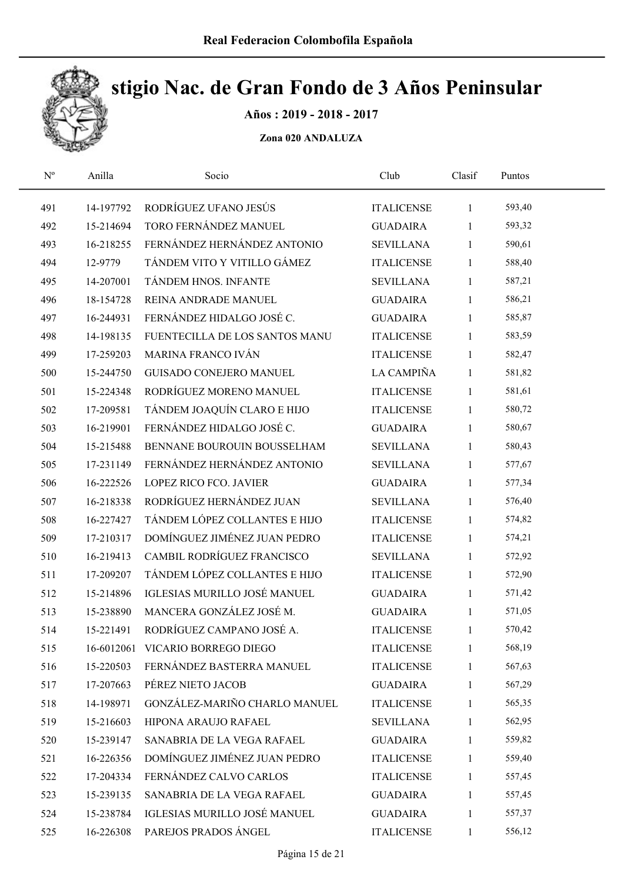Real Federacion Colombofila Española

# stigio Nac. de Gran Fondo de 3 Años Peninsular

**Años : 2019 - 2018 - 2017**

**Zona 020 ANDALUZA**

| Nº | Anilla | Socio | Club | Clasif | Puntos |
|---|---|---|---|---|---|
| 491 | 14-197792 | RODRÍGUEZ UFANO JESÚS | ITALICENSE | 1 | 593,40 |
| 492 | 15-214694 | TORO FERNÁNDEZ MANUEL | GUADAIRA | 1 | 593,32 |
| 493 | 16-218255 | FERNÁNDEZ HERNÁNDEZ ANTONIO | SEVILLANA | 1 | 590,61 |
| 494 | 12-9779 | TÁNDEM VITO Y VITILLO GÁMEZ | ITALICENSE | 1 | 588,40 |
| 495 | 14-207001 | TÁNDEM HNOS. INFANTE | SEVILLANA | 1 | 587,21 |
| 496 | 18-154728 | REINA ANDRADE MANUEL | GUADAIRA | 1 | 586,21 |
| 497 | 16-244931 | FERNÁNDEZ HIDALGO JOSÉ C. | GUADAIRA | 1 | 585,87 |
| 498 | 14-198135 | FUENTECILLA DE LOS SANTOS MANU | ITALICENSE | 1 | 583,59 |
| 499 | 17-259203 | MARINA FRANCO IVÁN | ITALICENSE | 1 | 582,47 |
| 500 | 15-244750 | GUISADO CONEJERO MANUEL | LA CAMPIÑA | 1 | 581,82 |
| 501 | 15-224348 | RODRÍGUEZ MORENO MANUEL | ITALICENSE | 1 | 581,61 |
| 502 | 17-209581 | TÁNDEM JOAQUÍN CLARO E HIJO | ITALICENSE | 1 | 580,72 |
| 503 | 16-219901 | FERNÁNDEZ HIDALGO JOSÉ C. | GUADAIRA | 1 | 580,67 |
| 504 | 15-215488 | BENNANE BOUROUIN BOUSSELHAM | SEVILLANA | 1 | 580,43 |
| 505 | 17-231149 | FERNÁNDEZ HERNÁNDEZ ANTONIO | SEVILLANA | 1 | 577,67 |
| 506 | 16-222526 | LOPEZ RICO FCO. JAVIER | GUADAIRA | 1 | 577,34 |
| 507 | 16-218338 | RODRÍGUEZ HERNÁNDEZ JUAN | SEVILLANA | 1 | 576,40 |
| 508 | 16-227427 | TÁNDEM LÓPEZ COLLANTES E HIJO | ITALICENSE | 1 | 574,82 |
| 509 | 17-210317 | DOMÍNGUEZ JIMÉNEZ JUAN PEDRO | ITALICENSE | 1 | 574,21 |
| 510 | 16-219413 | CAMBIL RODRÍGUEZ FRANCISCO | SEVILLANA | 1 | 572,92 |
| 511 | 17-209207 | TÁNDEM LÓPEZ COLLANTES E HIJO | ITALICENSE | 1 | 572,90 |
| 512 | 15-214896 | IGLESIAS MURILLO JOSÉ MANUEL | GUADAIRA | 1 | 571,42 |
| 513 | 15-238890 | MANCERA GONZÁLEZ JOSÉ M. | GUADAIRA | 1 | 571,05 |
| 514 | 15-221491 | RODRÍGUEZ CAMPANO JOSÉ A. | ITALICENSE | 1 | 570,42 |
| 515 | 16-6012061 | VICARIO BORREGO DIEGO | ITALICENSE | 1 | 568,19 |
| 516 | 15-220503 | FERNÁNDEZ BASTERRA MANUEL | ITALICENSE | 1 | 567,63 |
| 517 | 17-207663 | PÉREZ NIETO JACOB | GUADAIRA | 1 | 567,29 |
| 518 | 14-198971 | GONZÁLEZ-MARIÑO CHARLO MANUEL | ITALICENSE | 1 | 565,35 |
| 519 | 15-216603 | HIPONA ARAUJO RAFAEL | SEVILLANA | 1 | 562,95 |
| 520 | 15-239147 | SANABRIA DE LA VEGA RAFAEL | GUADAIRA | 1 | 559,82 |
| 521 | 16-226356 | DOMÍNGUEZ JIMÉNEZ JUAN PEDRO | ITALICENSE | 1 | 559,40 |
| 522 | 17-204334 | FERNÁNDEZ CALVO CARLOS | ITALICENSE | 1 | 557,45 |
| 523 | 15-239135 | SANABRIA DE LA VEGA RAFAEL | GUADAIRA | 1 | 557,45 |
| 524 | 15-238784 | IGLESIAS MURILLO JOSÉ MANUEL | GUADAIRA | 1 | 557,37 |
| 525 | 16-226308 | PAREJOS PRADOS ÁNGEL | ITALICENSE | 1 | 556,12 |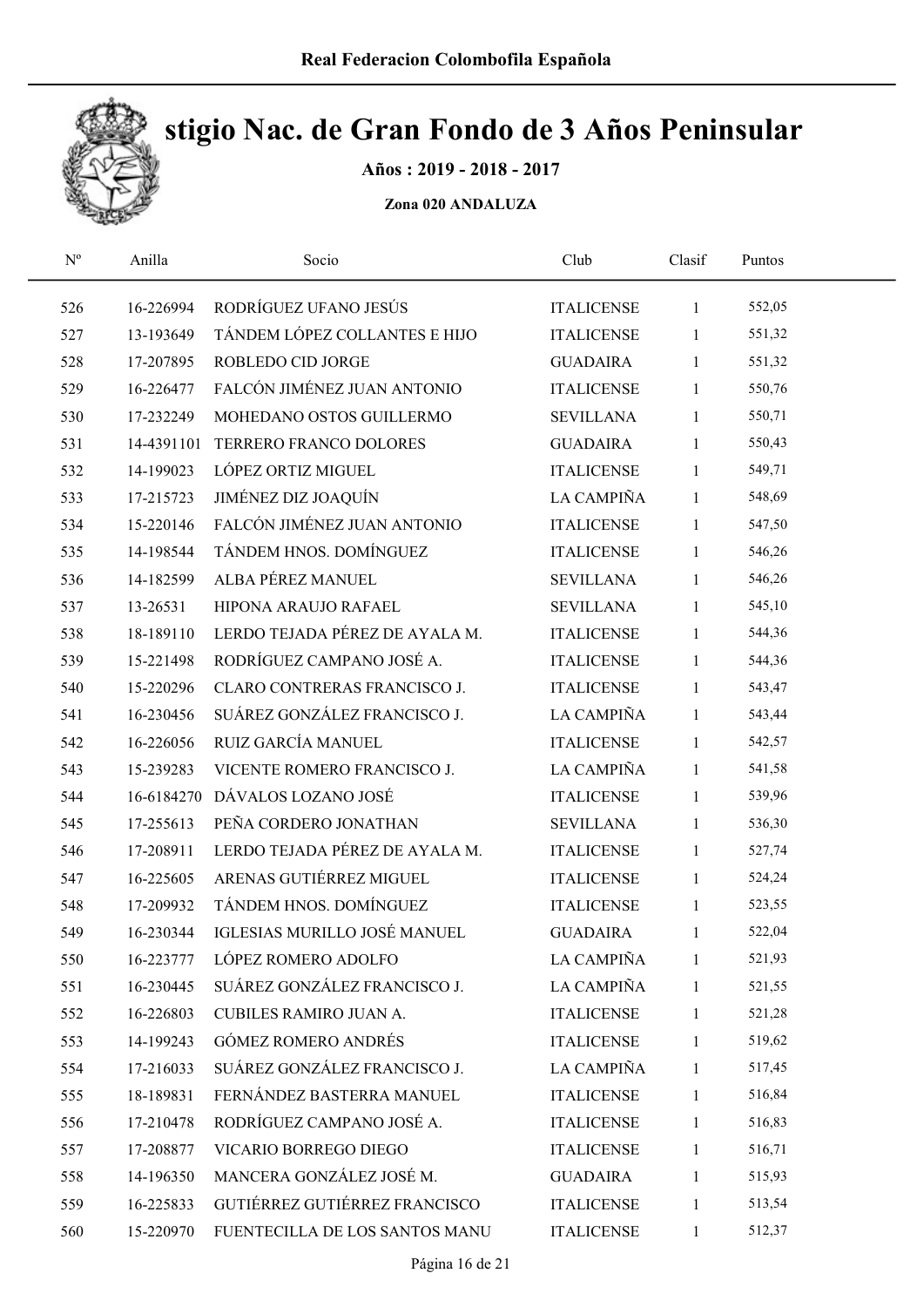# stigio Nac. de Gran Fondo de 3 Años Peninsular

**Años : 2019 - 2018 - 2017**

**Zona 020 ANDALUZA**

| Nº | Anilla | Socio | Club | Clasif | Puntos |
|---|---|---|---|---|---|
| 526 | 16-226994 | RODRÍGUEZ UFANO JESÚS | ITALICENSE | 1 | 552,05 |
| 527 | 13-193649 | TÁNDEM LÓPEZ COLLANTES E HIJO | ITALICENSE | 1 | 551,32 |
| 528 | 17-207895 | ROBLEDO CID JORGE | GUADAIRA | 1 | 551,32 |
| 529 | 16-226477 | FALCÓN JIMÉNEZ JUAN ANTONIO | ITALICENSE | 1 | 550,76 |
| 530 | 17-232249 | MOHEDANO OSTOS GUILLERMO | SEVILLANA | 1 | 550,71 |
| 531 | 14-4391101 | TERRERO FRANCO DOLORES | GUADAIRA | 1 | 550,43 |
| 532 | 14-199023 | LÓPEZ ORTIZ MIGUEL | ITALICENSE | 1 | 549,71 |
| 533 | 17-215723 | JIMÉNEZ DIZ JOAQUÍN | LA CAMPIÑA | 1 | 548,69 |
| 534 | 15-220146 | FALCÓN JIMÉNEZ JUAN ANTONIO | ITALICENSE | 1 | 547,50 |
| 535 | 14-198544 | TÁNDEM HNOS. DOMÍNGUEZ | ITALICENSE | 1 | 546,26 |
| 536 | 14-182599 | ALBA PÉREZ MANUEL | SEVILLANA | 1 | 546,26 |
| 537 | 13-26531 | HIPONA ARAUJO RAFAEL | SEVILLANA | 1 | 545,10 |
| 538 | 18-189110 | LERDO TEJADA PÉREZ DE AYALA M. | ITALICENSE | 1 | 544,36 |
| 539 | 15-221498 | RODRÍGUEZ CAMPANO JOSÉ A. | ITALICENSE | 1 | 544,36 |
| 540 | 15-220296 | CLARO CONTRERAS FRANCISCO J. | ITALICENSE | 1 | 543,47 |
| 541 | 16-230456 | SUÁREZ GONZÁLEZ FRANCISCO J. | LA CAMPIÑA | 1 | 543,44 |
| 542 | 16-226056 | RUIZ GARCÍA MANUEL | ITALICENSE | 1 | 542,57 |
| 543 | 15-239283 | VICENTE ROMERO FRANCISCO J. | LA CAMPIÑA | 1 | 541,58 |
| 544 | 16-6184270 | DÁVALOS LOZANO JOSÉ | ITALICENSE | 1 | 539,96 |
| 545 | 17-255613 | PEÑA CORDERO JONATHAN | SEVILLANA | 1 | 536,30 |
| 546 | 17-208911 | LERDO TEJADA PÉREZ DE AYALA M. | ITALICENSE | 1 | 527,74 |
| 547 | 16-225605 | ARENAS GUTIÉRREZ MIGUEL | ITALICENSE | 1 | 524,24 |
| 548 | 17-209932 | TÁNDEM HNOS. DOMÍNGUEZ | ITALICENSE | 1 | 523,55 |
| 549 | 16-230344 | IGLESIAS MURILLO JOSÉ MANUEL | GUADAIRA | 1 | 522,04 |
| 550 | 16-223777 | LÓPEZ ROMERO ADOLFO | LA CAMPIÑA | 1 | 521,93 |
| 551 | 16-230445 | SUÁREZ GONZÁLEZ FRANCISCO J. | LA CAMPIÑA | 1 | 521,55 |
| 552 | 16-226803 | CUBILES RAMIRO JUAN A. | ITALICENSE | 1 | 521,28 |
| 553 | 14-199243 | GÓMEZ ROMERO ANDRÉS | ITALICENSE | 1 | 519,62 |
| 554 | 17-216033 | SUÁREZ GONZÁLEZ FRANCISCO J. | LA CAMPIÑA | 1 | 517,45 |
| 555 | 18-189831 | FERNÁNDEZ BASTERRA MANUEL | ITALICENSE | 1 | 516,84 |
| 556 | 17-210478 | RODRÍGUEZ CAMPANO JOSÉ A. | ITALICENSE | 1 | 516,83 |
| 557 | 17-208877 | VICARIO BORREGO DIEGO | ITALICENSE | 1 | 516,71 |
| 558 | 14-196350 | MANCERA GONZÁLEZ JOSÉ M. | GUADAIRA | 1 | 515,93 |
| 559 | 16-225833 | GUTIÉRREZ GUTIÉRREZ FRANCISCO | ITALICENSE | 1 | 513,54 |
| 560 | 15-220970 | FUENTECILLA DE LOS SANTOS MANU | ITALICENSE | 1 | 512,37 |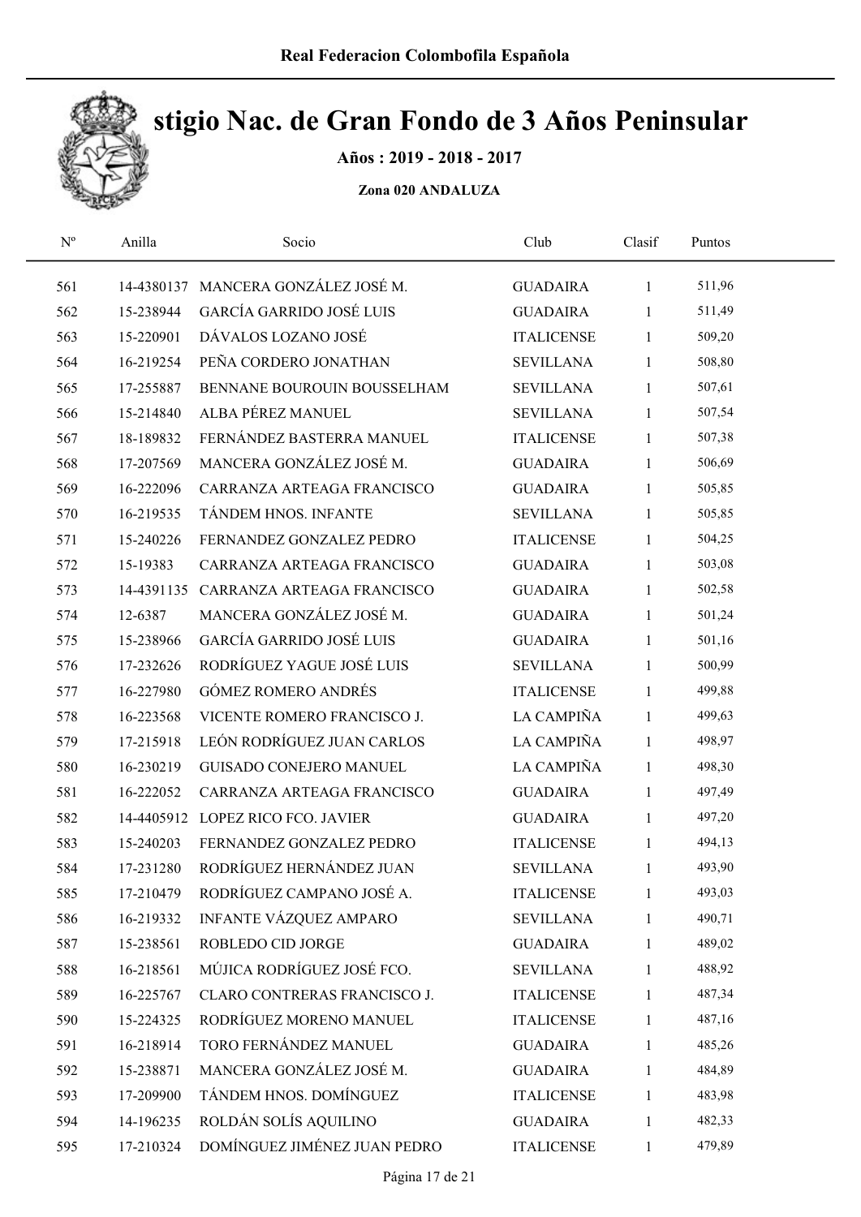Real Federacion Colombofila Española

# stigio Nac. de Gran Fondo de 3 Años Peninsular

**Años : 2019 - 2018 - 2017**

**Zona 020 ANDALUZA**

| Nº | Anilla | Socio | Club | Clasif | Puntos |
|---|---|---|---|---|---|
| 561 | 14-4380137 | MANCERA GONZÁLEZ JOSÉ M. | GUADAIRA | 1 | 511,96 |
| 562 | 15-238944 | GARCÍA GARRIDO JOSÉ LUIS | GUADAIRA | 1 | 511,49 |
| 563 | 15-220901 | DÁVALOS LOZANO JOSÉ | ITALICENSE | 1 | 509,20 |
| 564 | 16-219254 | PEÑA CORDERO JONATHAN | SEVILLANA | 1 | 508,80 |
| 565 | 17-255887 | BENNANE BOUROUIN BOUSSELHAM | SEVILLANA | 1 | 507,61 |
| 566 | 15-214840 | ALBA PÉREZ MANUEL | SEVILLANA | 1 | 507,54 |
| 567 | 18-189832 | FERNÁNDEZ BASTERRA MANUEL | ITALICENSE | 1 | 507,38 |
| 568 | 17-207569 | MANCERA GONZÁLEZ JOSÉ M. | GUADAIRA | 1 | 506,69 |
| 569 | 16-222096 | CARRANZA ARTEAGA FRANCISCO | GUADAIRA | 1 | 505,85 |
| 570 | 16-219535 | TÁNDEM HNOS. INFANTE | SEVILLANA | 1 | 505,85 |
| 571 | 15-240226 | FERNANDEZ GONZALEZ PEDRO | ITALICENSE | 1 | 504,25 |
| 572 | 15-19383 | CARRANZA ARTEAGA FRANCISCO | GUADAIRA | 1 | 503,08 |
| 573 | 14-4391135 | CARRANZA ARTEAGA FRANCISCO | GUADAIRA | 1 | 502,58 |
| 574 | 12-6387 | MANCERA GONZÁLEZ JOSÉ M. | GUADAIRA | 1 | 501,24 |
| 575 | 15-238966 | GARCÍA GARRIDO JOSÉ LUIS | GUADAIRA | 1 | 501,16 |
| 576 | 17-232626 | RODRÍGUEZ YAGUE JOSÉ LUIS | SEVILLANA | 1 | 500,99 |
| 577 | 16-227980 | GÓMEZ ROMERO ANDRÉS | ITALICENSE | 1 | 499,88 |
| 578 | 16-223568 | VICENTE ROMERO FRANCISCO J. | LA CAMPIÑA | 1 | 499,63 |
| 579 | 17-215918 | LEÓN RODRÍGUEZ JUAN CARLOS | LA CAMPIÑA | 1 | 498,97 |
| 580 | 16-230219 | GUISADO CONEJERO MANUEL | LA CAMPIÑA | 1 | 498,30 |
| 581 | 16-222052 | CARRANZA ARTEAGA FRANCISCO | GUADAIRA | 1 | 497,49 |
| 582 | 14-4405912 | LOPEZ RICO FCO. JAVIER | GUADAIRA | 1 | 497,20 |
| 583 | 15-240203 | FERNANDEZ GONZALEZ PEDRO | ITALICENSE | 1 | 494,13 |
| 584 | 17-231280 | RODRÍGUEZ HERNÁNDEZ JUAN | SEVILLANA | 1 | 493,90 |
| 585 | 17-210479 | RODRÍGUEZ CAMPANO JOSÉ A. | ITALICENSE | 1 | 493,03 |
| 586 | 16-219332 | INFANTE VÁZQUEZ AMPARO | SEVILLANA | 1 | 490,71 |
| 587 | 15-238561 | ROBLEDO CID JORGE | GUADAIRA | 1 | 489,02 |
| 588 | 16-218561 | MÚJICA RODRÍGUEZ JOSÉ FCO. | SEVILLANA | 1 | 488,92 |
| 589 | 16-225767 | CLARO CONTRERAS FRANCISCO J. | ITALICENSE | 1 | 487,34 |
| 590 | 15-224325 | RODRÍGUEZ MORENO MANUEL | ITALICENSE | 1 | 487,16 |
| 591 | 16-218914 | TORO FERNÁNDEZ MANUEL | GUADAIRA | 1 | 485,26 |
| 592 | 15-238871 | MANCERA GONZÁLEZ JOSÉ M. | GUADAIRA | 1 | 484,89 |
| 593 | 17-209900 | TÁNDEM HNOS. DOMÍNGUEZ | ITALICENSE | 1 | 483,98 |
| 594 | 14-196235 | ROLDÁN SOLÍS AQUILINO | GUADAIRA | 1 | 482,33 |
| 595 | 17-210324 | DOMÍNGUEZ JIMÉNEZ JUAN PEDRO | ITALICENSE | 1 | 479,89 |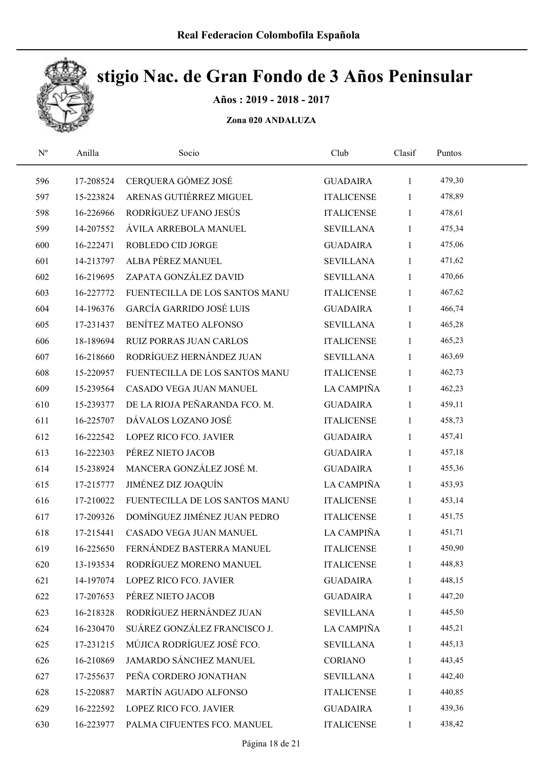Real Federacion Colombofila Española

# stigio Nac. de Gran Fondo de 3 Años Peninsular

**Años : 2019 - 2018 - 2017**

**Zona 020 ANDALUZA**

| Nº | Anilla | Socio | Club | Clasif | Puntos |
|---|---|---|---|---|---|
| 596 | 17-208524 | CERQUERA GÓMEZ JOSÉ | GUADAIRA | 1 | 479,30 |
| 597 | 15-223824 | ARENAS GUTIÉRREZ MIGUEL | ITALICENSE | 1 | 478,89 |
| 598 | 16-226966 | RODRÍGUEZ UFANO JESÚS | ITALICENSE | 1 | 478,61 |
| 599 | 14-207552 | ÁVILA ARREBOLA MANUEL | SEVILLANA | 1 | 475,34 |
| 600 | 16-222471 | ROBLEDO CID JORGE | GUADAIRA | 1 | 475,06 |
| 601 | 14-213797 | ALBA PÉREZ MANUEL | SEVILLANA | 1 | 471,62 |
| 602 | 16-219695 | ZAPATA GONZÁLEZ DAVID | SEVILLANA | 1 | 470,66 |
| 603 | 16-227772 | FUENTECILLA DE LOS SANTOS MANU | ITALICENSE | 1 | 467,62 |
| 604 | 14-196376 | GARCÍA GARRIDO JOSÉ LUIS | GUADAIRA | 1 | 466,74 |
| 605 | 17-231437 | BENÍTEZ MATEO ALFONSO | SEVILLANA | 1 | 465,28 |
| 606 | 18-189694 | RUIZ PORRAS JUAN CARLOS | ITALICENSE | 1 | 465,23 |
| 607 | 16-218660 | RODRÍGUEZ HERNÁNDEZ JUAN | SEVILLANA | 1 | 463,69 |
| 608 | 15-220957 | FUENTECILLA DE LOS SANTOS MANU | ITALICENSE | 1 | 462,73 |
| 609 | 15-239564 | CASADO VEGA JUAN MANUEL | LA CAMPIÑA | 1 | 462,23 |
| 610 | 15-239377 | DE LA RIOJA PEÑARANDA FCO. M. | GUADAIRA | 1 | 459,11 |
| 611 | 16-225707 | DÁVALOS LOZANO JOSÉ | ITALICENSE | 1 | 458,73 |
| 612 | 16-222542 | LOPEZ RICO FCO. JAVIER | GUADAIRA | 1 | 457,41 |
| 613 | 16-222303 | PÉREZ NIETO JACOB | GUADAIRA | 1 | 457,18 |
| 614 | 15-238924 | MANCERA GONZÁLEZ JOSÉ M. | GUADAIRA | 1 | 455,36 |
| 615 | 17-215777 | JIMÉNEZ DIZ JOAQUÍN | LA CAMPIÑA | 1 | 453,93 |
| 616 | 17-210022 | FUENTECILLA DE LOS SANTOS MANU | ITALICENSE | 1 | 453,14 |
| 617 | 17-209326 | DOMÍNGUEZ JIMÉNEZ JUAN PEDRO | ITALICENSE | 1 | 451,75 |
| 618 | 17-215441 | CASADO VEGA JUAN MANUEL | LA CAMPIÑA | 1 | 451,71 |
| 619 | 16-225650 | FERNÁNDEZ BASTERRA MANUEL | ITALICENSE | 1 | 450,90 |
| 620 | 13-193534 | RODRÍGUEZ MORENO MANUEL | ITALICENSE | 1 | 448,83 |
| 621 | 14-197074 | LOPEZ RICO FCO. JAVIER | GUADAIRA | 1 | 448,15 |
| 622 | 17-207653 | PÉREZ NIETO JACOB | GUADAIRA | 1 | 447,20 |
| 623 | 16-218328 | RODRÍGUEZ HERNÁNDEZ JUAN | SEVILLANA | 1 | 445,50 |
| 624 | 16-230470 | SUÁREZ GONZÁLEZ FRANCISCO J. | LA CAMPIÑA | 1 | 445,21 |
| 625 | 17-231215 | MÚJICA RODRÍGUEZ JOSÉ FCO. | SEVILLANA | 1 | 445,13 |
| 626 | 16-210869 | JAMARDO SÁNCHEZ MANUEL | CORIANO | 1 | 443,45 |
| 627 | 17-255637 | PEÑA CORDERO JONATHAN | SEVILLANA | 1 | 442,40 |
| 628 | 15-220887 | MARTÍN AGUADO ALFONSO | ITALICENSE | 1 | 440,85 |
| 629 | 16-222592 | LOPEZ RICO FCO. JAVIER | GUADAIRA | 1 | 439,36 |
| 630 | 16-223977 | PALMA CIFUENTES FCO. MANUEL | ITALICENSE | 1 | 438,42 |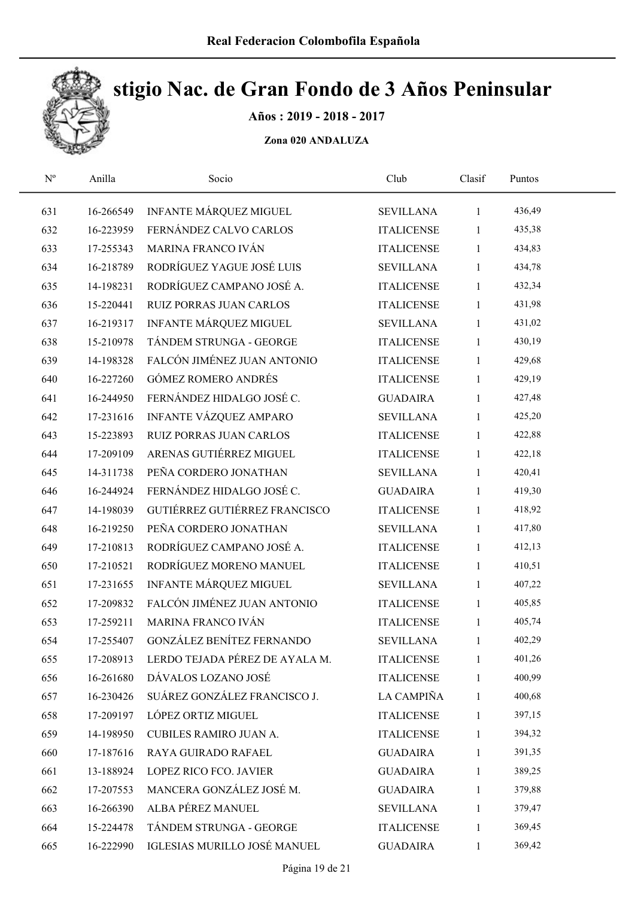Real Federacion Colombofila Española

# stigio Nac. de Gran Fondo de 3 Años Peninsular

**Años : 2019 - 2018 - 2017**

**Zona 020 ANDALUZA**

| Nº | Anilla | Socio | Club | Clasif | Puntos |
|---|---|---|---|---|---|
| 631 | 16-266549 | INFANTE MÁRQUEZ MIGUEL | SEVILLANA | 1 | 436,49 |
| 632 | 16-223959 | FERNÁNDEZ CALVO CARLOS | ITALICENSE | 1 | 435,38 |
| 633 | 17-255343 | MARINA FRANCO IVÁN | ITALICENSE | 1 | 434,83 |
| 634 | 16-218789 | RODRÍGUEZ YAGUE JOSÉ LUIS | SEVILLANA | 1 | 434,78 |
| 635 | 14-198231 | RODRÍGUEZ CAMPANO JOSÉ A. | ITALICENSE | 1 | 432,34 |
| 636 | 15-220441 | RUIZ PORRAS JUAN CARLOS | ITALICENSE | 1 | 431,98 |
| 637 | 16-219317 | INFANTE MÁRQUEZ MIGUEL | SEVILLANA | 1 | 431,02 |
| 638 | 15-210978 | TÁNDEM STRUNGA - GEORGE | ITALICENSE | 1 | 430,19 |
| 639 | 14-198328 | FALCÓN JIMÉNEZ JUAN ANTONIO | ITALICENSE | 1 | 429,68 |
| 640 | 16-227260 | GÓMEZ ROMERO ANDRÉS | ITALICENSE | 1 | 429,19 |
| 641 | 16-244950 | FERNÁNDEZ HIDALGO JOSÉ C. | GUADAIRA | 1 | 427,48 |
| 642 | 17-231616 | INFANTE VÁZQUEZ AMPARO | SEVILLANA | 1 | 425,20 |
| 643 | 15-223893 | RUIZ PORRAS JUAN CARLOS | ITALICENSE | 1 | 422,88 |
| 644 | 17-209109 | ARENAS GUTIÉRREZ MIGUEL | ITALICENSE | 1 | 422,18 |
| 645 | 14-311738 | PEÑA CORDERO JONATHAN | SEVILLANA | 1 | 420,41 |
| 646 | 16-244924 | FERNÁNDEZ HIDALGO JOSÉ C. | GUADAIRA | 1 | 419,30 |
| 647 | 14-198039 | GUTIÉRREZ GUTIÉRREZ FRANCISCO | ITALICENSE | 1 | 418,92 |
| 648 | 16-219250 | PEÑA CORDERO JONATHAN | SEVILLANA | 1 | 417,80 |
| 649 | 17-210813 | RODRÍGUEZ CAMPANO JOSÉ A. | ITALICENSE | 1 | 412,13 |
| 650 | 17-210521 | RODRÍGUEZ MORENO MANUEL | ITALICENSE | 1 | 410,51 |
| 651 | 17-231655 | INFANTE MÁRQUEZ MIGUEL | SEVILLANA | 1 | 407,22 |
| 652 | 17-209832 | FALCÓN JIMÉNEZ JUAN ANTONIO | ITALICENSE | 1 | 405,85 |
| 653 | 17-259211 | MARINA FRANCO IVÁN | ITALICENSE | 1 | 405,74 |
| 654 | 17-255407 | GONZÁLEZ BENÍTEZ FERNANDO | SEVILLANA | 1 | 402,29 |
| 655 | 17-208913 | LERDO TEJADA PÉREZ DE AYALA M. | ITALICENSE | 1 | 401,26 |
| 656 | 16-261680 | DÁVALOS LOZANO JOSÉ | ITALICENSE | 1 | 400,99 |
| 657 | 16-230426 | SUÁREZ GONZÁLEZ FRANCISCO J. | LA CAMPIÑA | 1 | 400,68 |
| 658 | 17-209197 | LÓPEZ ORTIZ MIGUEL | ITALICENSE | 1 | 397,15 |
| 659 | 14-198950 | CUBILES RAMIRO JUAN A. | ITALICENSE | 1 | 394,32 |
| 660 | 17-187616 | RAYA GUIRADO RAFAEL | GUADAIRA | 1 | 391,35 |
| 661 | 13-188924 | LOPEZ RICO FCO. JAVIER | GUADAIRA | 1 | 389,25 |
| 662 | 17-207553 | MANCERA GONZÁLEZ JOSÉ M. | GUADAIRA | 1 | 379,88 |
| 663 | 16-266390 | ALBA PÉREZ MANUEL | SEVILLANA | 1 | 379,47 |
| 664 | 15-224478 | TÁNDEM STRUNGA - GEORGE | ITALICENSE | 1 | 369,45 |
| 665 | 16-222990 | IGLESIAS MURILLO JOSÉ MANUEL | GUADAIRA | 1 | 369,42 |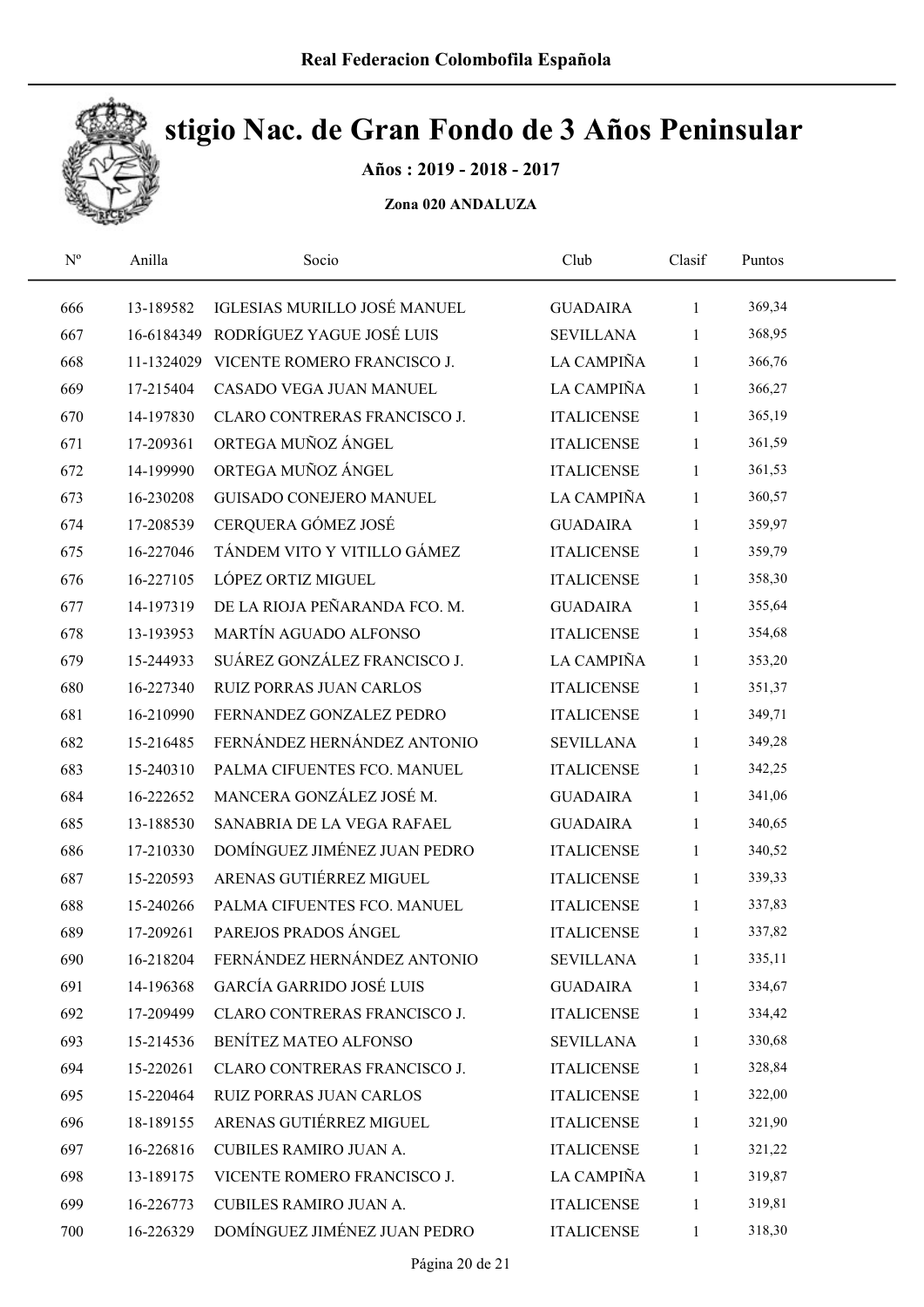# Real Federacion Colombofila Española

## stigio Nac. de Gran Fondo de 3 Años Peninsular

**Años : 2019 - 2018 - 2017**

**Zona 020 ANDALUZA**

| Nº | Anilla | Socio | Club | Clasif | Puntos |
|---|---|---|---|---|---|
| 666 | 13-189582 | IGLESIAS MURILLO JOSÉ MANUEL | GUADAIRA | 1 | 369,34 |
| 667 | 16-6184349 | RODRÍGUEZ YAGUE JOSÉ LUIS | SEVILLANA | 1 | 368,95 |
| 668 | 11-1324029 | VICENTE ROMERO FRANCISCO J. | LA CAMPIÑA | 1 | 366,76 |
| 669 | 17-215404 | CASADO VEGA JUAN MANUEL | LA CAMPIÑA | 1 | 366,27 |
| 670 | 14-197830 | CLARO CONTRERAS FRANCISCO J. | ITALICENSE | 1 | 365,19 |
| 671 | 17-209361 | ORTEGA MUÑOZ ÁNGEL | ITALICENSE | 1 | 361,59 |
| 672 | 14-199990 | ORTEGA MUÑOZ ÁNGEL | ITALICENSE | 1 | 361,53 |
| 673 | 16-230208 | GUISADO CONEJERO MANUEL | LA CAMPIÑA | 1 | 360,57 |
| 674 | 17-208539 | CERQUERA GÓMEZ JOSÉ | GUADAIRA | 1 | 359,97 |
| 675 | 16-227046 | TÁNDEM VITO Y VITILLO GÁMEZ | ITALICENSE | 1 | 359,79 |
| 676 | 16-227105 | LÓPEZ ORTIZ MIGUEL | ITALICENSE | 1 | 358,30 |
| 677 | 14-197319 | DE LA RIOJA PEÑARANDA FCO. M. | GUADAIRA | 1 | 355,64 |
| 678 | 13-193953 | MARTÍN AGUADO ALFONSO | ITALICENSE | 1 | 354,68 |
| 679 | 15-244933 | SUÁREZ GONZÁLEZ FRANCISCO J. | LA CAMPIÑA | 1 | 353,20 |
| 680 | 16-227340 | RUIZ PORRAS JUAN CARLOS | ITALICENSE | 1 | 351,37 |
| 681 | 16-210990 | FERNANDEZ GONZALEZ PEDRO | ITALICENSE | 1 | 349,71 |
| 682 | 15-216485 | FERNÁNDEZ HERNÁNDEZ ANTONIO | SEVILLANA | 1 | 349,28 |
| 683 | 15-240310 | PALMA CIFUENTES FCO. MANUEL | ITALICENSE | 1 | 342,25 |
| 684 | 16-222652 | MANCERA GONZÁLEZ JOSÉ M. | GUADAIRA | 1 | 341,06 |
| 685 | 13-188530 | SANABRIA DE LA VEGA RAFAEL | GUADAIRA | 1 | 340,65 |
| 686 | 17-210330 | DOMÍNGUEZ JIMÉNEZ JUAN PEDRO | ITALICENSE | 1 | 340,52 |
| 687 | 15-220593 | ARENAS GUTIÉRREZ MIGUEL | ITALICENSE | 1 | 339,33 |
| 688 | 15-240266 | PALMA CIFUENTES FCO. MANUEL | ITALICENSE | 1 | 337,83 |
| 689 | 17-209261 | PAREJOS PRADOS ÁNGEL | ITALICENSE | 1 | 337,82 |
| 690 | 16-218204 | FERNÁNDEZ HERNÁNDEZ ANTONIO | SEVILLANA | 1 | 335,11 |
| 691 | 14-196368 | GARCÍA GARRIDO JOSÉ LUIS | GUADAIRA | 1 | 334,67 |
| 692 | 17-209499 | CLARO CONTRERAS FRANCISCO J. | ITALICENSE | 1 | 334,42 |
| 693 | 15-214536 | BENÍTEZ MATEO ALFONSO | SEVILLANA | 1 | 330,68 |
| 694 | 15-220261 | CLARO CONTRERAS FRANCISCO J. | ITALICENSE | 1 | 328,84 |
| 695 | 15-220464 | RUIZ PORRAS JUAN CARLOS | ITALICENSE | 1 | 322,00 |
| 696 | 18-189155 | ARENAS GUTIÉRREZ MIGUEL | ITALICENSE | 1 | 321,90 |
| 697 | 16-226816 | CUBILES RAMIRO JUAN A. | ITALICENSE | 1 | 321,22 |
| 698 | 13-189175 | VICENTE ROMERO FRANCISCO J. | LA CAMPIÑA | 1 | 319,87 |
| 699 | 16-226773 | CUBILES RAMIRO JUAN A. | ITALICENSE | 1 | 319,81 |
| 700 | 16-226329 | DOMÍNGUEZ JIMÉNEZ JUAN PEDRO | ITALICENSE | 1 | 318,30 |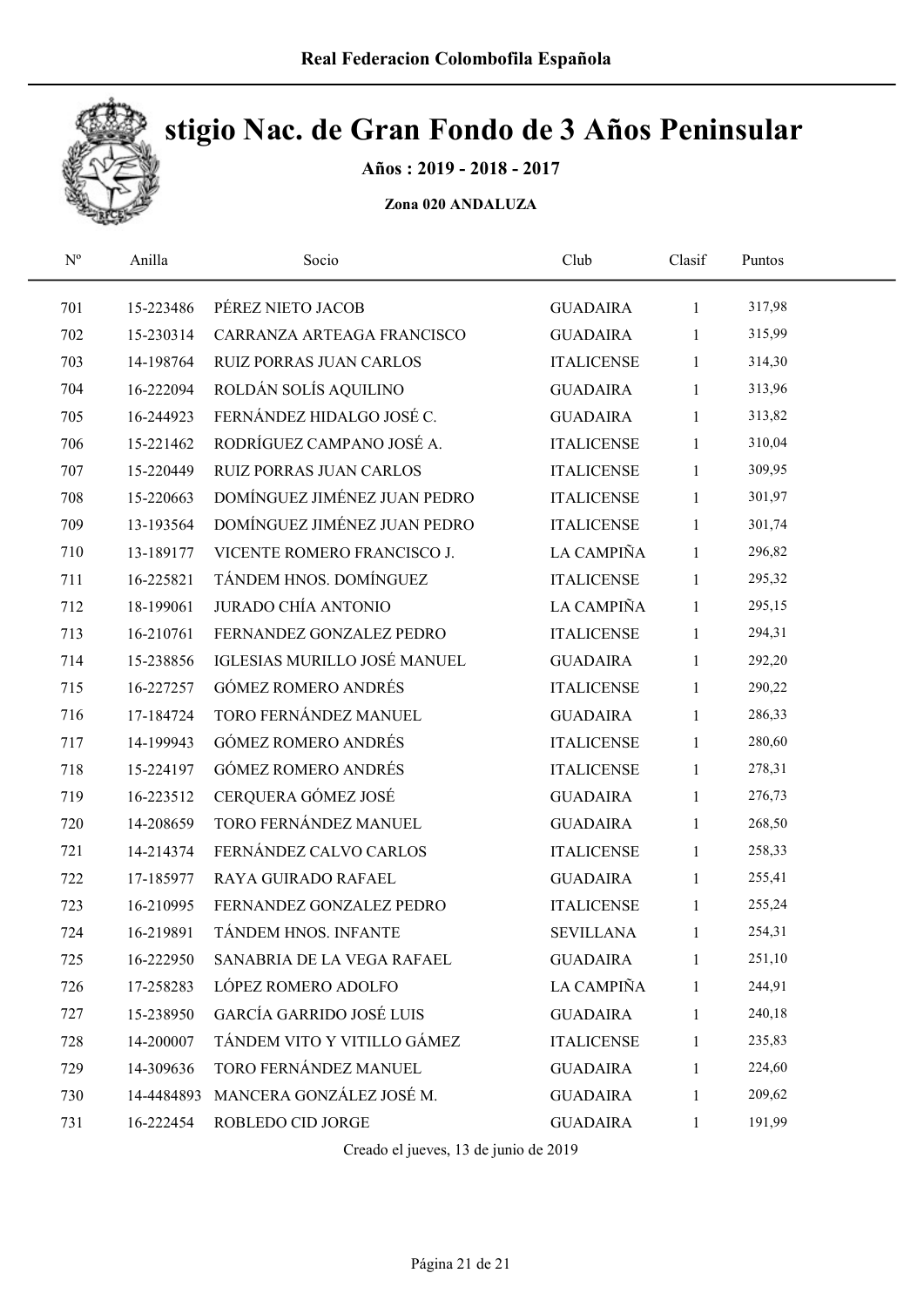Real Federacion Colombofila Española

# stigio Nac. de Gran Fondo de 3 Años Peninsular

**Años : 2019 - 2018 - 2017**

**Zona 020 ANDALUZA**

| Nº | Anilla | Socio | Club | Clasif | Puntos |
|---|---|---|---|---|---|
| 701 | 15-223486 | PÉREZ NIETO JACOB | GUADAIRA | 1 | 317,98 |
| 702 | 15-230314 | CARRANZA ARTEAGA FRANCISCO | GUADAIRA | 1 | 315,99 |
| 703 | 14-198764 | RUIZ PORRAS JUAN CARLOS | ITALICENSE | 1 | 314,30 |
| 704 | 16-222094 | ROLDÁN SOLÍS AQUILINO | GUADAIRA | 1 | 313,96 |
| 705 | 16-244923 | FERNÁNDEZ HIDALGO JOSÉ C. | GUADAIRA | 1 | 313,82 |
| 706 | 15-221462 | RODRÍGUEZ CAMPANO JOSÉ A. | ITALICENSE | 1 | 310,04 |
| 707 | 15-220449 | RUIZ PORRAS JUAN CARLOS | ITALICENSE | 1 | 309,95 |
| 708 | 15-220663 | DOMÍNGUEZ JIMÉNEZ JUAN PEDRO | ITALICENSE | 1 | 301,97 |
| 709 | 13-193564 | DOMÍNGUEZ JIMÉNEZ JUAN PEDRO | ITALICENSE | 1 | 301,74 |
| 710 | 13-189177 | VICENTE ROMERO FRANCISCO J. | LA CAMPIÑA | 1 | 296,82 |
| 711 | 16-225821 | TÁNDEM HNOS. DOMÍNGUEZ | ITALICENSE | 1 | 295,32 |
| 712 | 18-199061 | JURADO CHÍA ANTONIO | LA CAMPIÑA | 1 | 295,15 |
| 713 | 16-210761 | FERNANDEZ GONZALEZ PEDRO | ITALICENSE | 1 | 294,31 |
| 714 | 15-238856 | IGLESIAS MURILLO JOSÉ MANUEL | GUADAIRA | 1 | 292,20 |
| 715 | 16-227257 | GÓMEZ ROMERO ANDRÉS | ITALICENSE | 1 | 290,22 |
| 716 | 17-184724 | TORO FERNÁNDEZ MANUEL | GUADAIRA | 1 | 286,33 |
| 717 | 14-199943 | GÓMEZ ROMERO ANDRÉS | ITALICENSE | 1 | 280,60 |
| 718 | 15-224197 | GÓMEZ ROMERO ANDRÉS | ITALICENSE | 1 | 278,31 |
| 719 | 16-223512 | CERQUERA GÓMEZ JOSÉ | GUADAIRA | 1 | 276,73 |
| 720 | 14-208659 | TORO FERNÁNDEZ MANUEL | GUADAIRA | 1 | 268,50 |
| 721 | 14-214374 | FERNÁNDEZ CALVO CARLOS | ITALICENSE | 1 | 258,33 |
| 722 | 17-185977 | RAYA GUIRADO RAFAEL | GUADAIRA | 1 | 255,41 |
| 723 | 16-210995 | FERNANDEZ GONZALEZ PEDRO | ITALICENSE | 1 | 255,24 |
| 724 | 16-219891 | TÁNDEM HNOS. INFANTE | SEVILLANA | 1 | 254,31 |
| 725 | 16-222950 | SANABRIA DE LA VEGA RAFAEL | GUADAIRA | 1 | 251,10 |
| 726 | 17-258283 | LÓPEZ ROMERO ADOLFO | LA CAMPIÑA | 1 | 244,91 |
| 727 | 15-238950 | GARCÍA GARRIDO JOSÉ LUIS | GUADAIRA | 1 | 240,18 |
| 728 | 14-200007 | TÁNDEM VITO Y VITILLO GÁMEZ | ITALICENSE | 1 | 235,83 |
| 729 | 14-309636 | TORO FERNÁNDEZ MANUEL | GUADAIRA | 1 | 224,60 |
| 730 | 14-4484893 | MANCERA GONZÁLEZ JOSÉ M. | GUADAIRA | 1 | 209,62 |
| 731 | 16-222454 | ROBLEDO CID JORGE | GUADAIRA | 1 | 191,99 |

Creado el jueves, 13 de junio de 2019